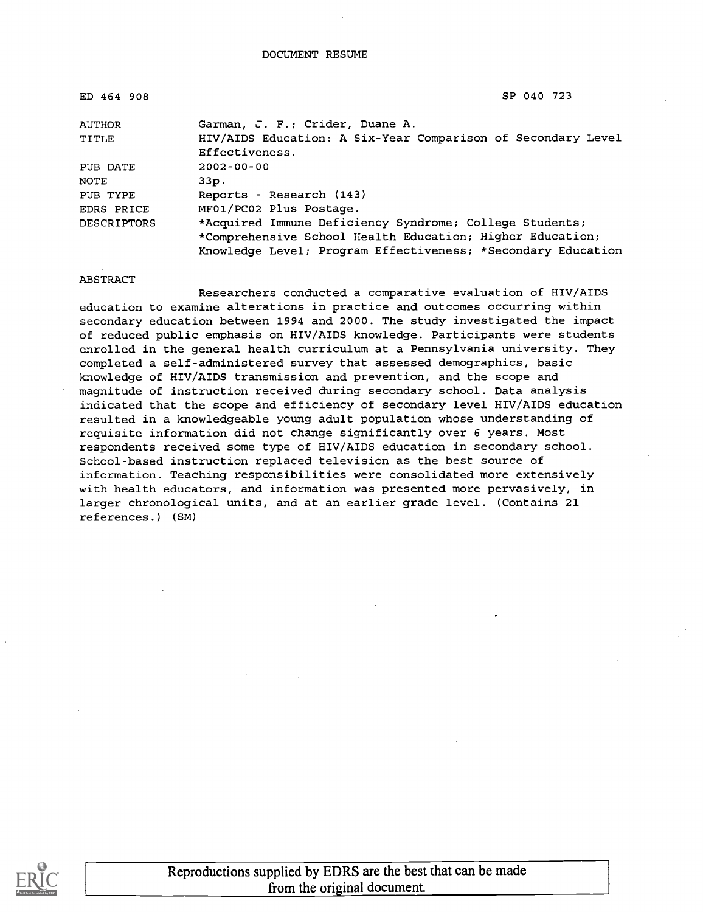DOCUMENT RESUME

| | |
|---|---|
| ED 464 908 | SP 040 723 |
| AUTHOR | Garman, J. F.; Crider, Duane A. |
| TITLE | HIV/AIDS Education: A Six-Year Comparison of Secondary Level Effectiveness. |
| PUB DATE | 2002-00-00 |
| NOTE | 33p. |
| PUB TYPE | Reports - Research (143) |
| EDRS PRICE | MF01/PC02 Plus Postage. |
| DESCRIPTORS | *Acquired Immune Deficiency Syndrome; College Students; *Comprehensive School Health Education; Higher Education; Knowledge Level; Program Effectiveness; *Secondary Education |

ABSTRACT

Researchers conducted a comparative evaluation of HIV/AIDS education to examine alterations in practice and outcomes occurring within secondary education between 1994 and 2000. The study investigated the impact of reduced public emphasis on HIV/AIDS knowledge. Participants were students enrolled in the general health curriculum at a Pennsylvania university. They completed a self-administered survey that assessed demographics, basic knowledge of HIV/AIDS transmission and prevention, and the scope and magnitude of instruction received during secondary school. Data analysis indicated that the scope and efficiency of secondary level HIV/AIDS education resulted in a knowledgeable young adult population whose understanding of requisite information did not change significantly over 6 years. Most respondents received some type of HIV/AIDS education in secondary school. School-based instruction replaced television as the best source of information. Teaching responsibilities were consolidated more extensively with health educators, and information was presented more pervasively, in larger chronological units, and at an earlier grade level. (Contains 21 references.) (SM)

Reproductions supplied by EDRS are the best that can be made from the original document.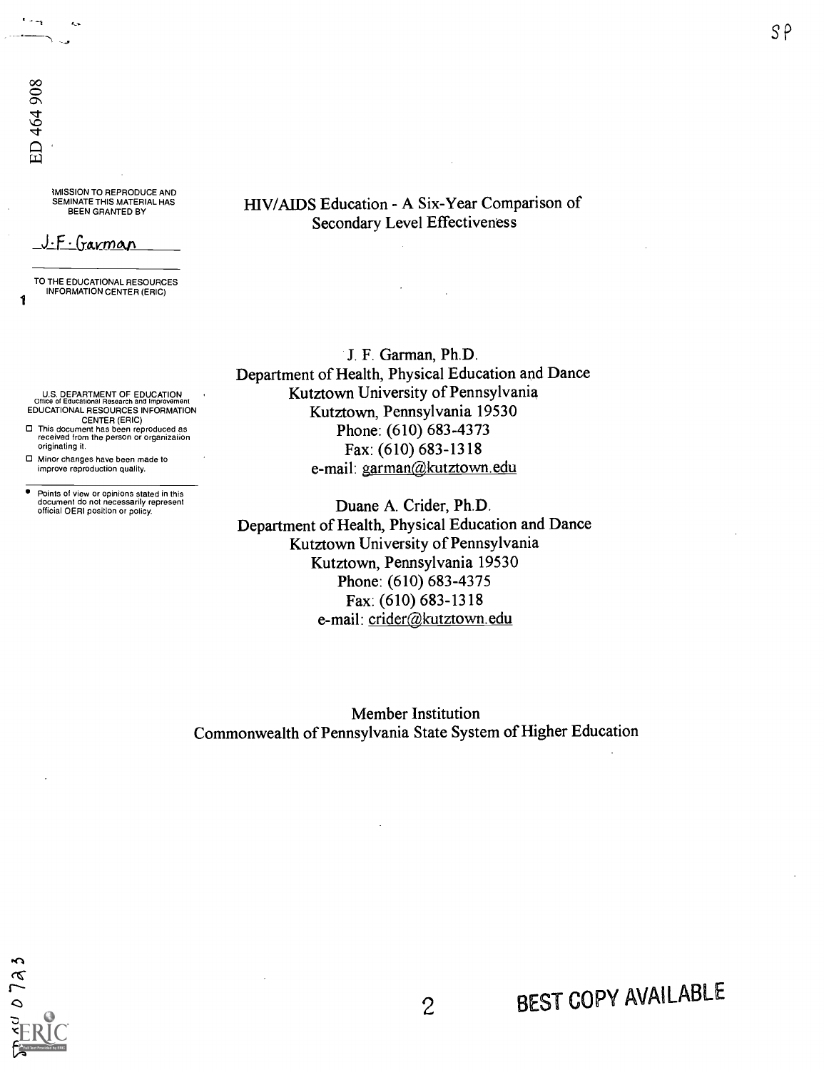# HIV/AIDS Education - A Six-Year Comparison of Secondary Level Effectiveness

J. F. Garman, Ph.D.
Department of Health, Physical Education and Dance
Kutztown University of Pennsylvania
Kutztown, Pennsylvania 19530
Phone: (610) 683-4373
Fax: (610) 683-1318
e-mail: garman@kutztown.edu

Duane A. Crider, Ph.D.
Department of Health, Physical Education and Dance
Kutztown University of Pennsylvania
Kutztown, Pennsylvania 19530
Phone: (610) 683-4375
Fax: (610) 683-1318
e-mail: crider@kutztown.edu

Member Institution
Commonwealth of Pennsylvania State System of Higher Education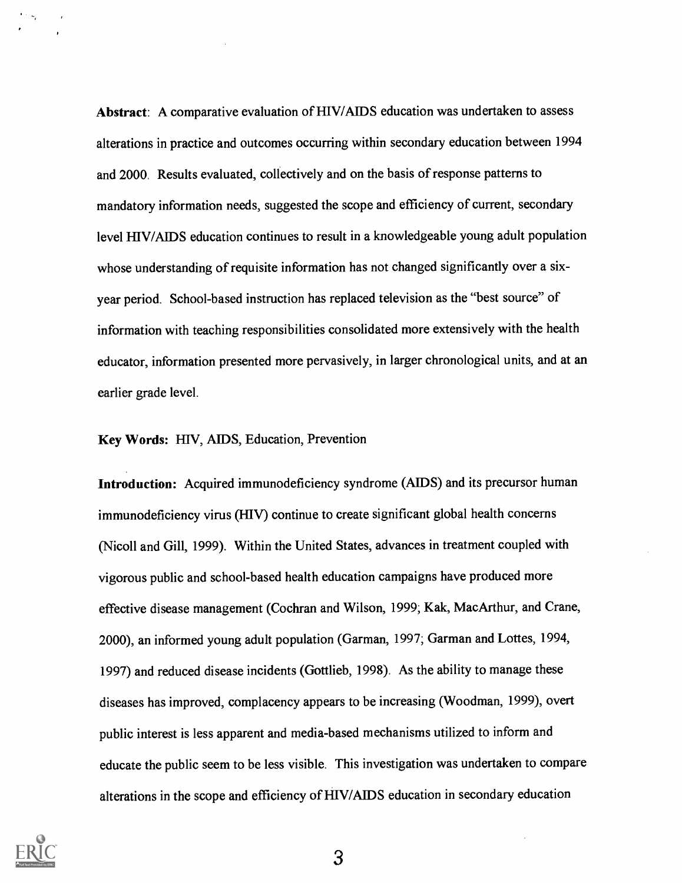**Abstract**: A comparative evaluation of HIV/AIDS education was undertaken to assess alterations in practice and outcomes occurring within secondary education between 1994 and 2000. Results evaluated, collectively and on the basis of response patterns to mandatory information needs, suggested the scope and efficiency of current, secondary level HIV/AIDS education continues to result in a knowledgeable young adult population whose understanding of requisite information has not changed significantly over a six-year period. School-based instruction has replaced television as the "best source" of information with teaching responsibilities consolidated more extensively with the health educator, information presented more pervasively, in larger chronological units, and at an earlier grade level.

**Key Words:** HIV, AIDS, Education, Prevention

**Introduction:** Acquired immunodeficiency syndrome (AIDS) and its precursor human immunodeficiency virus (HIV) continue to create significant global health concerns (Nicoll and Gill, 1999). Within the United States, advances in treatment coupled with vigorous public and school-based health education campaigns have produced more effective disease management (Cochran and Wilson, 1999; Kak, MacArthur, and Crane, 2000), an informed young adult population (Garman, 1997; Garman and Lottes, 1994, 1997) and reduced disease incidents (Gottlieb, 1998). As the ability to manage these diseases has improved, complacency appears to be increasing (Woodman, 1999), overt public interest is less apparent and media-based mechanisms utilized to inform and educate the public seem to be less visible. This investigation was undertaken to compare alterations in the scope and efficiency of HIV/AIDS education in secondary education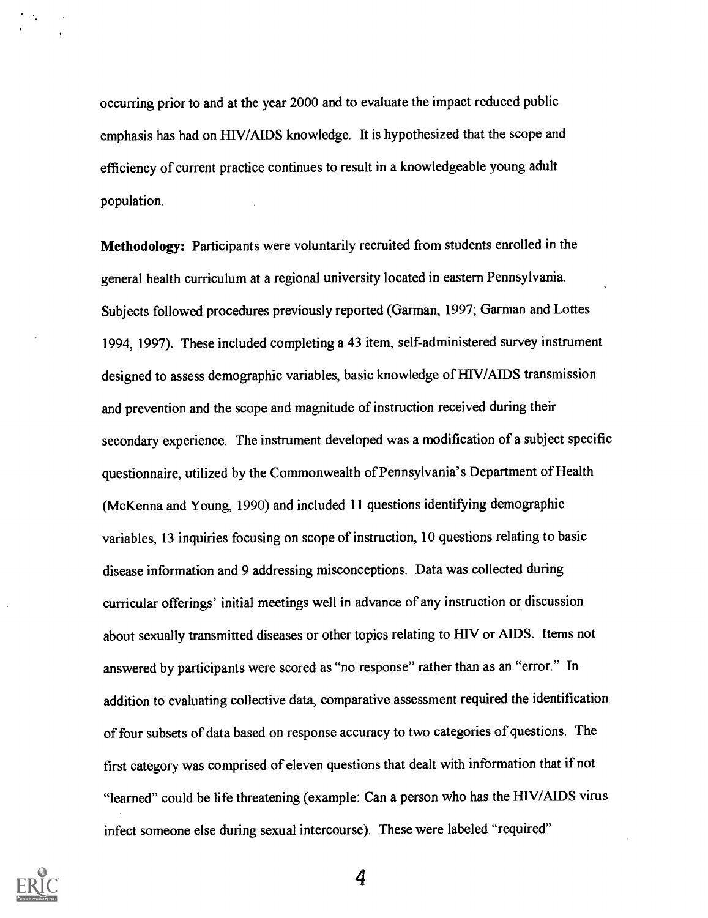occurring prior to and at the year 2000 and to evaluate the impact reduced public emphasis has had on HIV/AIDS knowledge. It is hypothesized that the scope and efficiency of current practice continues to result in a knowledgeable young adult population.

**Methodology:** Participants were voluntarily recruited from students enrolled in the general health curriculum at a regional university located in eastern Pennsylvania. Subjects followed procedures previously reported (Garman, 1997; Garman and Lottes 1994, 1997). These included completing a 43 item, self-administered survey instrument designed to assess demographic variables, basic knowledge of HIV/AIDS transmission and prevention and the scope and magnitude of instruction received during their secondary experience. The instrument developed was a modification of a subject specific questionnaire, utilized by the Commonwealth of Pennsylvania's Department of Health (McKenna and Young, 1990) and included 11 questions identifying demographic variables, 13 inquiries focusing on scope of instruction, 10 questions relating to basic disease information and 9 addressing misconceptions. Data was collected during curricular offerings' initial meetings well in advance of any instruction or discussion about sexually transmitted diseases or other topics relating to HIV or AIDS. Items not answered by participants were scored as "no response" rather than as an "error." In addition to evaluating collective data, comparative assessment required the identification of four subsets of data based on response accuracy to two categories of questions. The first category was comprised of eleven questions that dealt with information that if not "learned" could be life threatening (example: Can a person who has the HIV/AIDS virus infect someone else during sexual intercourse). These were labeled "required"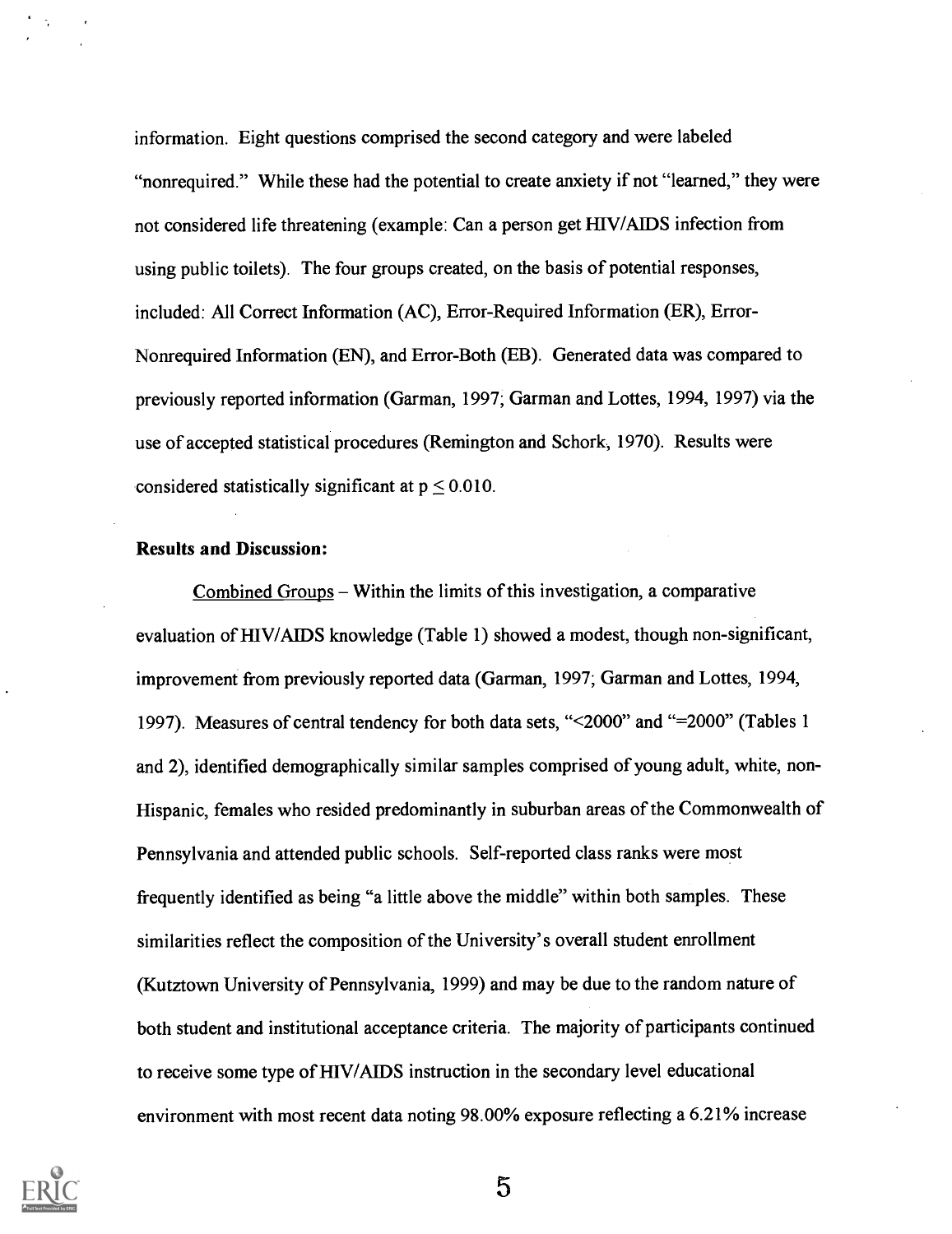information. Eight questions comprised the second category and were labeled "nonrequired." While these had the potential to create anxiety if not "learned," they were not considered life threatening (example: Can a person get HIV/AIDS infection from using public toilets). The four groups created, on the basis of potential responses, included: All Correct Information (AC), Error-Required Information (ER), Error-Nonrequired Information (EN), and Error-Both (EB). Generated data was compared to previously reported information (Garman, 1997; Garman and Lottes, 1994, 1997) via the use of accepted statistical procedures (Remington and Schork, 1970). Results were considered statistically significant at $p \leq 0.010$.

**Results and Discussion:**

Combined Groups – Within the limits of this investigation, a comparative evaluation of HIV/AIDS knowledge (Table 1) showed a modest, though non-significant, improvement from previously reported data (Garman, 1997; Garman and Lottes, 1994, 1997). Measures of central tendency for both data sets, "<2000" and "=2000" (Tables 1 and 2), identified demographically similar samples comprised of young adult, white, non-Hispanic, females who resided predominantly in suburban areas of the Commonwealth of Pennsylvania and attended public schools. Self-reported class ranks were most frequently identified as being "a little above the middle" within both samples. These similarities reflect the composition of the University's overall student enrollment (Kutztown University of Pennsylvania, 1999) and may be due to the random nature of both student and institutional acceptance criteria. The majority of participants continued to receive some type of HIV/AIDS instruction in the secondary level educational environment with most recent data noting 98.00% exposure reflecting a 6.21% increase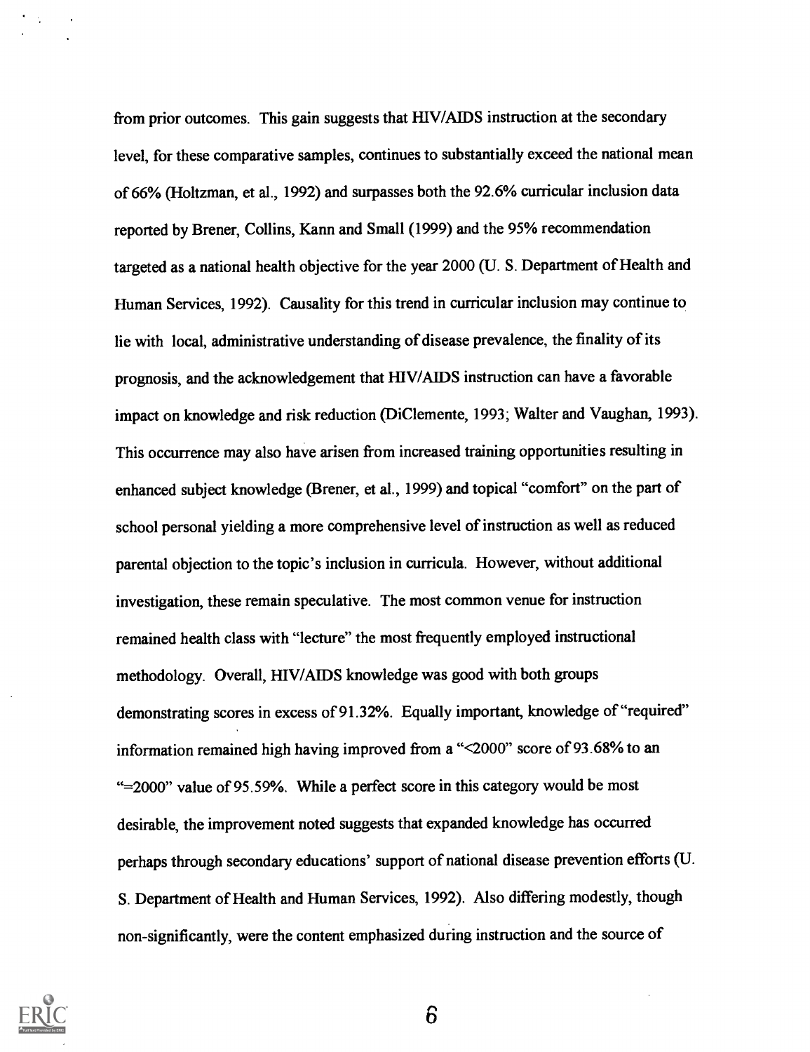from prior outcomes. This gain suggests that HIV/AIDS instruction at the secondary level, for these comparative samples, continues to substantially exceed the national mean of 66% (Holtzman, et al., 1992) and surpasses both the 92.6% curricular inclusion data reported by Brener, Collins, Kann and Small (1999) and the 95% recommendation targeted as a national health objective for the year 2000 (U. S. Department of Health and Human Services, 1992). Causality for this trend in curricular inclusion may continue to lie with local, administrative understanding of disease prevalence, the finality of its prognosis, and the acknowledgement that HIV/AIDS instruction can have a favorable impact on knowledge and risk reduction (DiClemente, 1993; Walter and Vaughan, 1993). This occurrence may also have arisen from increased training opportunities resulting in enhanced subject knowledge (Brener, et al., 1999) and topical "comfort" on the part of school personal yielding a more comprehensive level of instruction as well as reduced parental objection to the topic's inclusion in curricula. However, without additional investigation, these remain speculative. The most common venue for instruction remained health class with "lecture" the most frequently employed instructional methodology. Overall, HIV/AIDS knowledge was good with both groups demonstrating scores in excess of 91.32%. Equally important, knowledge of "required" information remained high having improved from a "<2000" score of 93.68% to an "=2000" value of 95.59%. While a perfect score in this category would be most desirable, the improvement noted suggests that expanded knowledge has occurred perhaps through secondary educations' support of national disease prevention efforts (U. S. Department of Health and Human Services, 1992). Also differing modestly, though non-significantly, were the content emphasized during instruction and the source of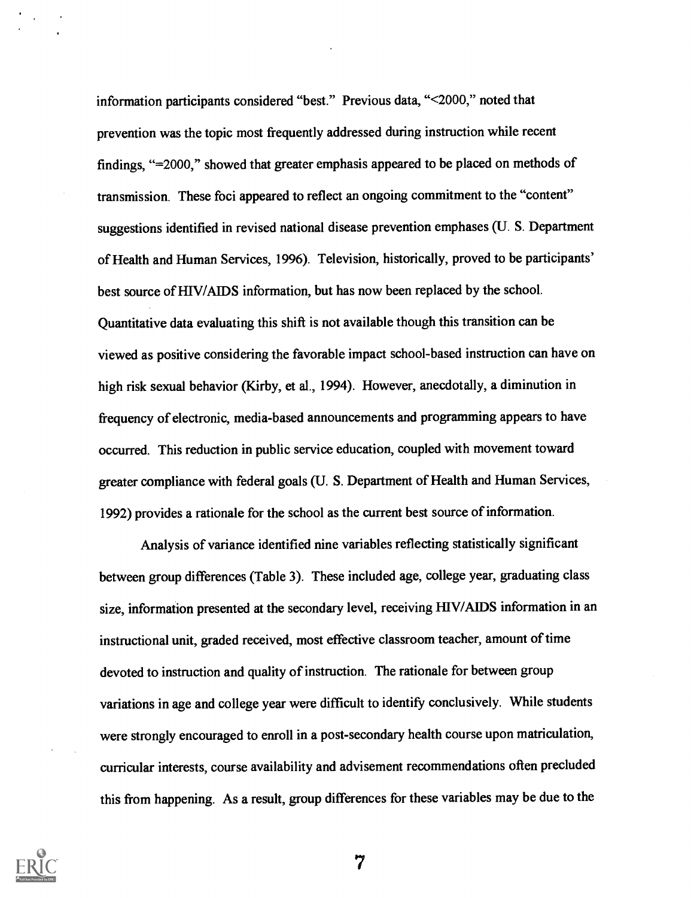information participants considered "best." Previous data, "<2000," noted that prevention was the topic most frequently addressed during instruction while recent findings, "=2000," showed that greater emphasis appeared to be placed on methods of transmission. These foci appeared to reflect an ongoing commitment to the "content" suggestions identified in revised national disease prevention emphases (U. S. Department of Health and Human Services, 1996). Television, historically, proved to be participants' best source of HIV/AIDS information, but has now been replaced by the school. Quantitative data evaluating this shift is not available though this transition can be viewed as positive considering the favorable impact school-based instruction can have on high risk sexual behavior (Kirby, et al., 1994). However, anecdotally, a diminution in frequency of electronic, media-based announcements and programming appears to have occurred. This reduction in public service education, coupled with movement toward greater compliance with federal goals (U. S. Department of Health and Human Services, 1992) provides a rationale for the school as the current best source of information.

Analysis of variance identified nine variables reflecting statistically significant between group differences (Table 3). These included age, college year, graduating class size, information presented at the secondary level, receiving HIV/AIDS information in an instructional unit, graded received, most effective classroom teacher, amount of time devoted to instruction and quality of instruction. The rationale for between group variations in age and college year were difficult to identify conclusively. While students were strongly encouraged to enroll in a post-secondary health course upon matriculation, curricular interests, course availability and advisement recommendations often precluded this from happening. As a result, group differences for these variables may be due to the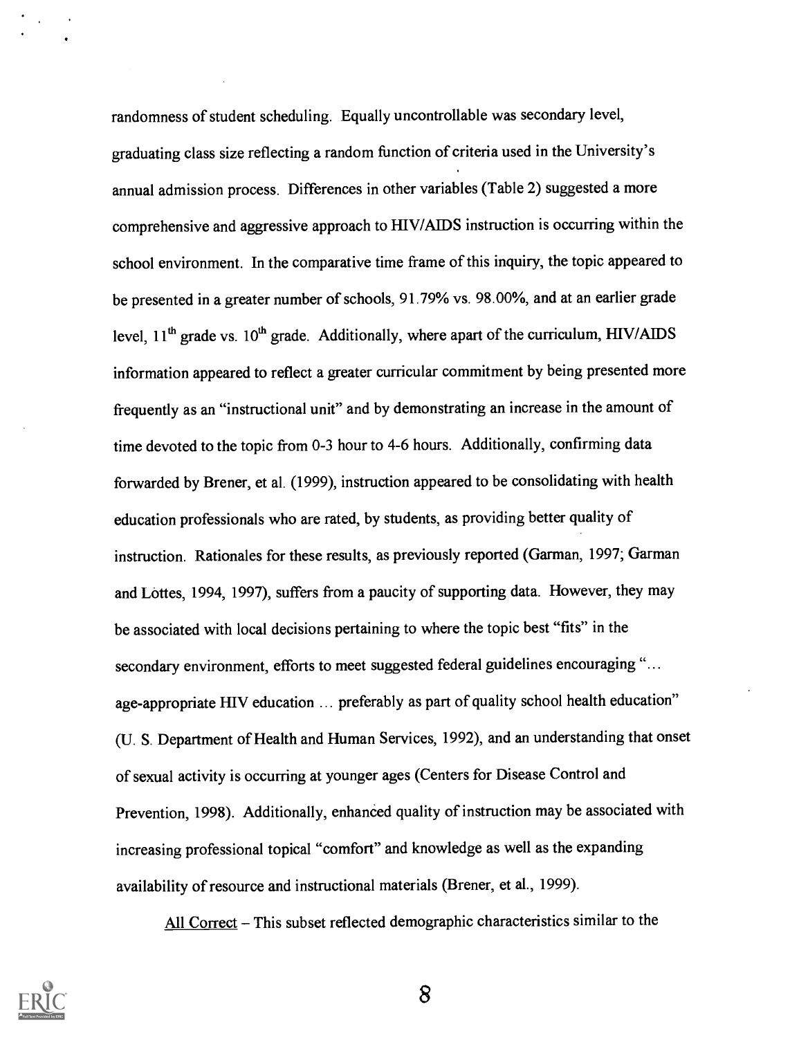randomness of student scheduling. Equally uncontrollable was secondary level, graduating class size reflecting a random function of criteria used in the University's annual admission process. Differences in other variables (Table 2) suggested a more comprehensive and aggressive approach to HIV/AIDS instruction is occurring within the school environment. In the comparative time frame of this inquiry, the topic appeared to be presented in a greater number of schools, 91.79% vs. 98.00%, and at an earlier grade level, 11th grade vs. 10th grade. Additionally, where apart of the curriculum, HIV/AIDS information appeared to reflect a greater curricular commitment by being presented more frequently as an "instructional unit" and by demonstrating an increase in the amount of time devoted to the topic from 0-3 hour to 4-6 hours. Additionally, confirming data forwarded by Brener, et al. (1999), instruction appeared to be consolidating with health education professionals who are rated, by students, as providing better quality of instruction. Rationales for these results, as previously reported (Garman, 1997; Garman and Lottes, 1994, 1997), suffers from a paucity of supporting data. However, they may be associated with local decisions pertaining to where the topic best "fits" in the secondary environment, efforts to meet suggested federal guidelines encouraging "... age-appropriate HIV education ... preferably as part of quality school health education" (U. S. Department of Health and Human Services, 1992), and an understanding that onset of sexual activity is occurring at younger ages (Centers for Disease Control and Prevention, 1998). Additionally, enhanced quality of instruction may be associated with increasing professional topical "comfort" and knowledge as well as the expanding availability of resource and instructional materials (Brener, et al., 1999).

All Correct – This subset reflected demographic characteristics similar to the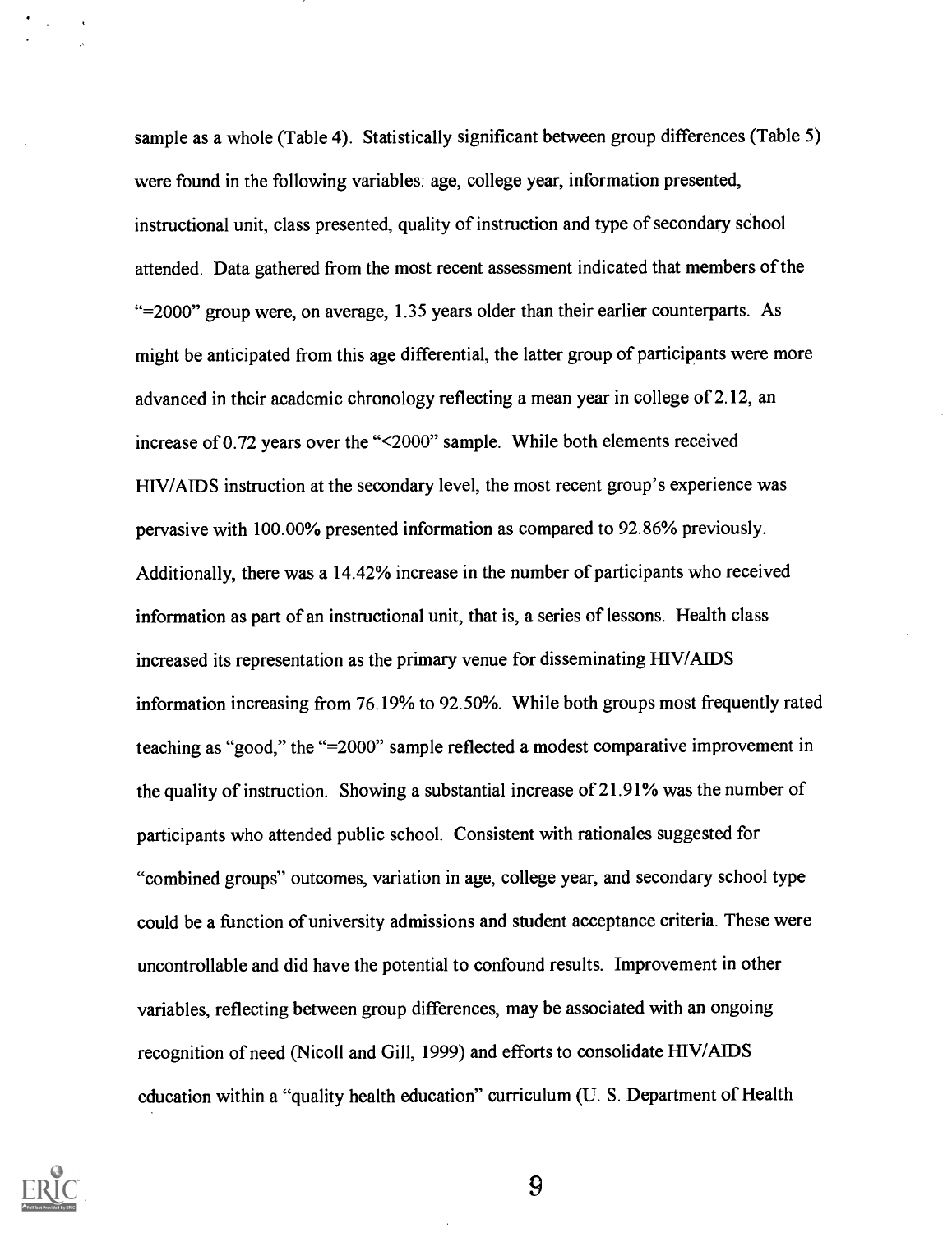sample as a whole (Table 4). Statistically significant between group differences (Table 5) were found in the following variables: age, college year, information presented, instructional unit, class presented, quality of instruction and type of secondary school attended. Data gathered from the most recent assessment indicated that members of the "=2000" group were, on average, 1.35 years older than their earlier counterparts. As might be anticipated from this age differential, the latter group of participants were more advanced in their academic chronology reflecting a mean year in college of 2.12, an increase of 0.72 years over the "<2000" sample. While both elements received HIV/AIDS instruction at the secondary level, the most recent group's experience was pervasive with 100.00% presented information as compared to 92.86% previously. Additionally, there was a 14.42% increase in the number of participants who received information as part of an instructional unit, that is, a series of lessons. Health class increased its representation as the primary venue for disseminating HIV/AIDS information increasing from 76.19% to 92.50%. While both groups most frequently rated teaching as "good," the "=2000" sample reflected a modest comparative improvement in the quality of instruction. Showing a substantial increase of 21.91% was the number of participants who attended public school. Consistent with rationales suggested for "combined groups" outcomes, variation in age, college year, and secondary school type could be a function of university admissions and student acceptance criteria. These were uncontrollable and did have the potential to confound results. Improvement in other variables, reflecting between group differences, may be associated with an ongoing recognition of need (Nicoll and Gill, 1999) and efforts to consolidate HIV/AIDS education within a "quality health education" curriculum (U. S. Department of Health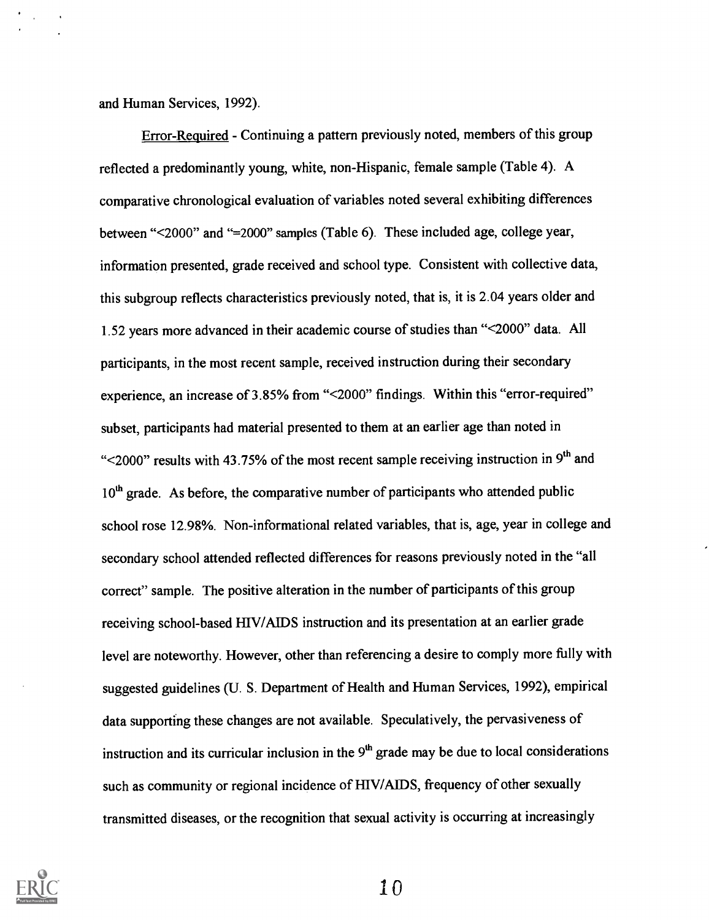and Human Services, 1992).

Error-Required - Continuing a pattern previously noted, members of this group reflected a predominantly young, white, non-Hispanic, female sample (Table 4). A comparative chronological evaluation of variables noted several exhibiting differences between "<2000" and "=2000" samples (Table 6). These included age, college year, information presented, grade received and school type. Consistent with collective data, this subgroup reflects characteristics previously noted, that is, it is 2.04 years older and 1.52 years more advanced in their academic course of studies than "<2000" data. All participants, in the most recent sample, received instruction during their secondary experience, an increase of 3.85% from "<2000" findings. Within this "error-required" subset, participants had material presented to them at an earlier age than noted in "<2000" results with 43.75% of the most recent sample receiving instruction in 9th and 10th grade. As before, the comparative number of participants who attended public school rose 12.98%. Non-informational related variables, that is, age, year in college and secondary school attended reflected differences for reasons previously noted in the "all correct" sample. The positive alteration in the number of participants of this group receiving school-based HIV/AIDS instruction and its presentation at an earlier grade level are noteworthy. However, other than referencing a desire to comply more fully with suggested guidelines (U. S. Department of Health and Human Services, 1992), empirical data supporting these changes are not available. Speculatively, the pervasiveness of instruction and its curricular inclusion in the 9th grade may be due to local considerations such as community or regional incidence of HIV/AIDS, frequency of other sexually transmitted diseases, or the recognition that sexual activity is occurring at increasingly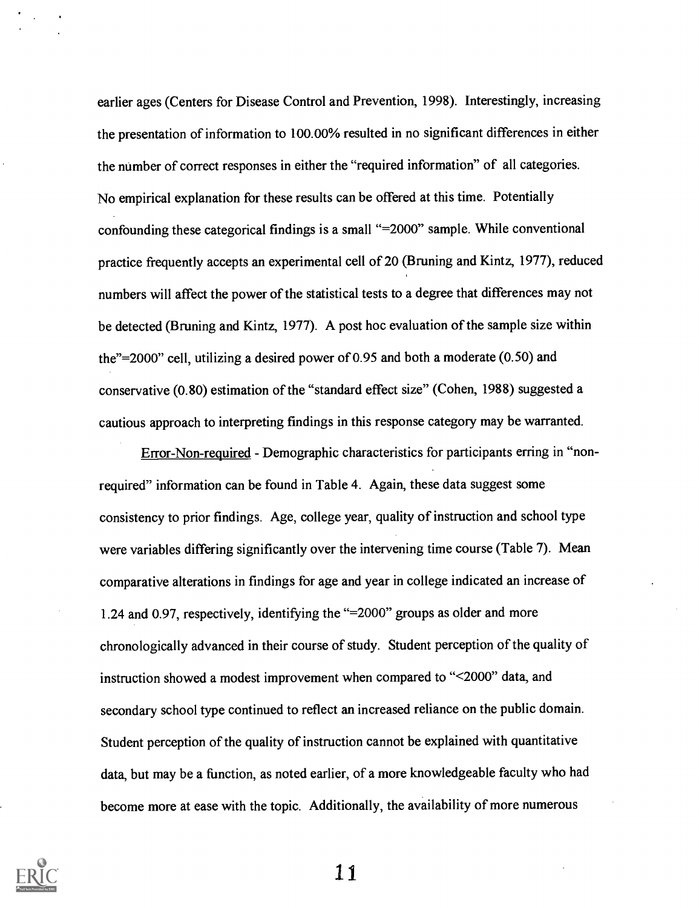earlier ages (Centers for Disease Control and Prevention, 1998). Interestingly, increasing the presentation of information to 100.00% resulted in no significant differences in either the number of correct responses in either the "required information" of all categories. No empirical explanation for these results can be offered at this time. Potentially confounding these categorical findings is a small "=2000" sample. While conventional practice frequently accepts an experimental cell of 20 (Bruning and Kintz, 1977), reduced numbers will affect the power of the statistical tests to a degree that differences may not be detected (Bruning and Kintz, 1977). A post hoc evaluation of the sample size within the"=2000" cell, utilizing a desired power of 0.95 and both a moderate (0.50) and conservative (0.80) estimation of the "standard effect size" (Cohen, 1988) suggested a cautious approach to interpreting findings in this response category may be warranted.

Error-Non-required - Demographic characteristics for participants erring in "non-required" information can be found in Table 4. Again, these data suggest some consistency to prior findings. Age, college year, quality of instruction and school type were variables differing significantly over the intervening time course (Table 7). Mean comparative alterations in findings for age and year in college indicated an increase of 1.24 and 0.97, respectively, identifying the "=2000" groups as older and more chronologically advanced in their course of study. Student perception of the quality of instruction showed a modest improvement when compared to "<2000" data, and secondary school type continued to reflect an increased reliance on the public domain. Student perception of the quality of instruction cannot be explained with quantitative data, but may be a function, as noted earlier, of a more knowledgeable faculty who had become more at ease with the topic. Additionally, the availability of more numerous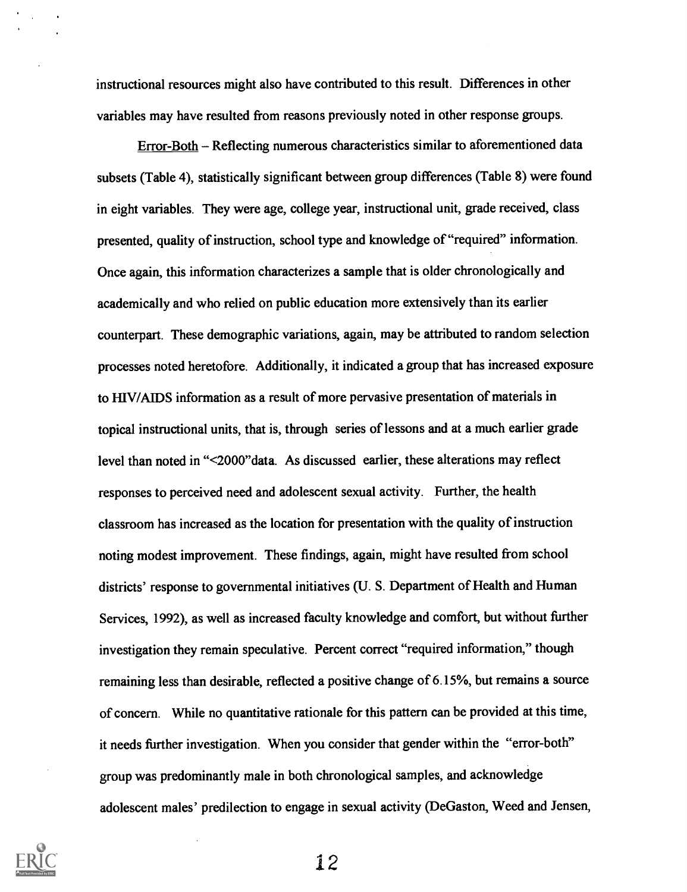instructional resources might also have contributed to this result. Differences in other variables may have resulted from reasons previously noted in other response groups.

Error-Both – Reflecting numerous characteristics similar to aforementioned data subsets (Table 4), statistically significant between group differences (Table 8) were found in eight variables. They were age, college year, instructional unit, grade received, class presented, quality of instruction, school type and knowledge of "required" information. Once again, this information characterizes a sample that is older chronologically and academically and who relied on public education more extensively than its earlier counterpart. These demographic variations, again, may be attributed to random selection processes noted heretofore. Additionally, it indicated a group that has increased exposure to HIV/AIDS information as a result of more pervasive presentation of materials in topical instructional units, that is, through series of lessons and at a much earlier grade level than noted in "<2000"data. As discussed earlier, these alterations may reflect responses to perceived need and adolescent sexual activity. Further, the health classroom has increased as the location for presentation with the quality of instruction noting modest improvement. These findings, again, might have resulted from school districts' response to governmental initiatives (U. S. Department of Health and Human Services, 1992), as well as increased faculty knowledge and comfort, but without further investigation they remain speculative. Percent correct "required information," though remaining less than desirable, reflected a positive change of 6.15%, but remains a source of concern. While no quantitative rationale for this pattern can be provided at this time, it needs further investigation. When you consider that gender within the "error-both" group was predominantly male in both chronological samples, and acknowledge adolescent males' predilection to engage in sexual activity (DeGaston, Weed and Jensen,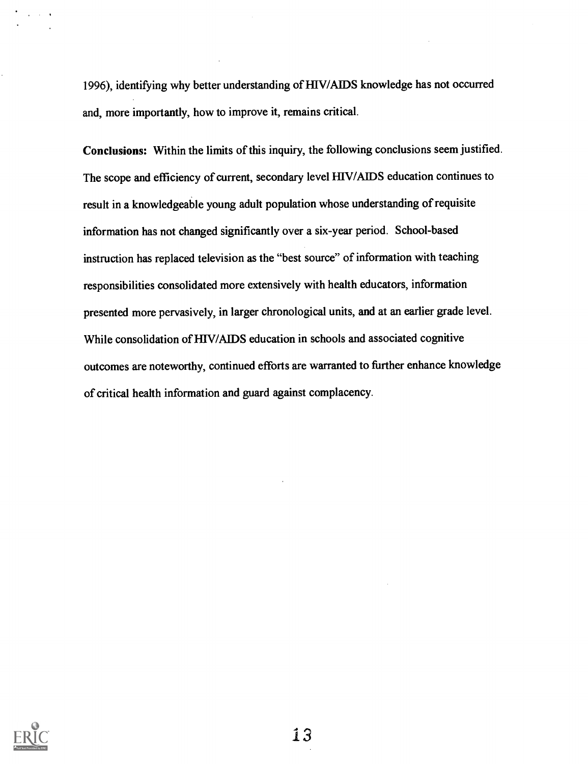1996), identifying why better understanding of HIV/AIDS knowledge has not occurred and, more importantly, how to improve it, remains critical.

**Conclusions:** Within the limits of this inquiry, the following conclusions seem justified. The scope and efficiency of current, secondary level HIV/AIDS education continues to result in a knowledgeable young adult population whose understanding of requisite information has not changed significantly over a six-year period. School-based instruction has replaced television as the "best source" of information with teaching responsibilities consolidated more extensively with health educators, information presented more pervasively, in larger chronological units, and at an earlier grade level. While consolidation of HIV/AIDS education in schools and associated cognitive outcomes are noteworthy, continued efforts are warranted to further enhance knowledge of critical health information and guard against complacency.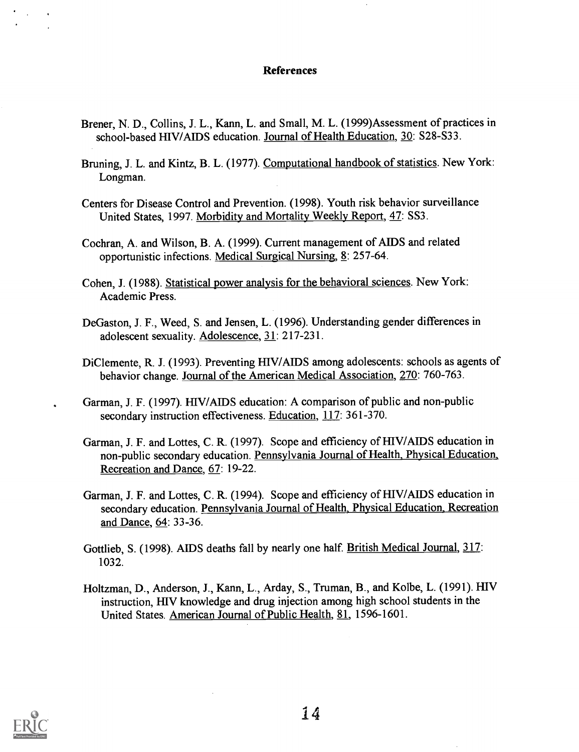## References

Brener, N. D., Collins, J. L., Kann, L. and Small, M. L. (1999)Assessment of practices in school-based HIV/AIDS education. Journal of Health Education, 30: S28-S33.

Bruning, J. L. and Kintz, B. L. (1977). Computational handbook of statistics. New York: Longman.

Centers for Disease Control and Prevention. (1998). Youth risk behavior surveillance United States, 1997. Morbidity and Mortality Weekly Report, 47: SS3.

Cochran, A. and Wilson, B. A. (1999). Current management of AIDS and related opportunistic infections. Medical Surgical Nursing, 8: 257-64.

Cohen, J. (1988). Statistical power analysis for the behavioral sciences. New York: Academic Press.

DeGaston, J. F., Weed, S. and Jensen, L. (1996). Understanding gender differences in adolescent sexuality. Adolescence, 31: 217-231.

DiClemente, R. J. (1993). Preventing HIV/AIDS among adolescents: schools as agents of behavior change. Journal of the American Medical Association, 270: 760-763.

Garman, J. F. (1997). HIV/AIDS education: A comparison of public and non-public secondary instruction effectiveness. Education, 117: 361-370.

Garman, J. F. and Lottes, C. R. (1997). Scope and efficiency of HIV/AIDS education in non-public secondary education. Pennsylvania Journal of Health, Physical Education, Recreation and Dance, 67: 19-22.

Garman, J. F. and Lottes, C. R. (1994). Scope and efficiency of HIV/AIDS education in secondary education. Pennsylvania Journal of Health, Physical Education, Recreation and Dance, 64: 33-36.

Gottlieb, S. (1998). AIDS deaths fall by nearly one half. British Medical Journal, 317: 1032.

Holtzman, D., Anderson, J., Kann, L., Arday, S., Truman, B., and Kolbe, L. (1991). HIV instruction, HIV knowledge and drug injection among high school students in the United States. American Journal of Public Health, 81, 1596-1601.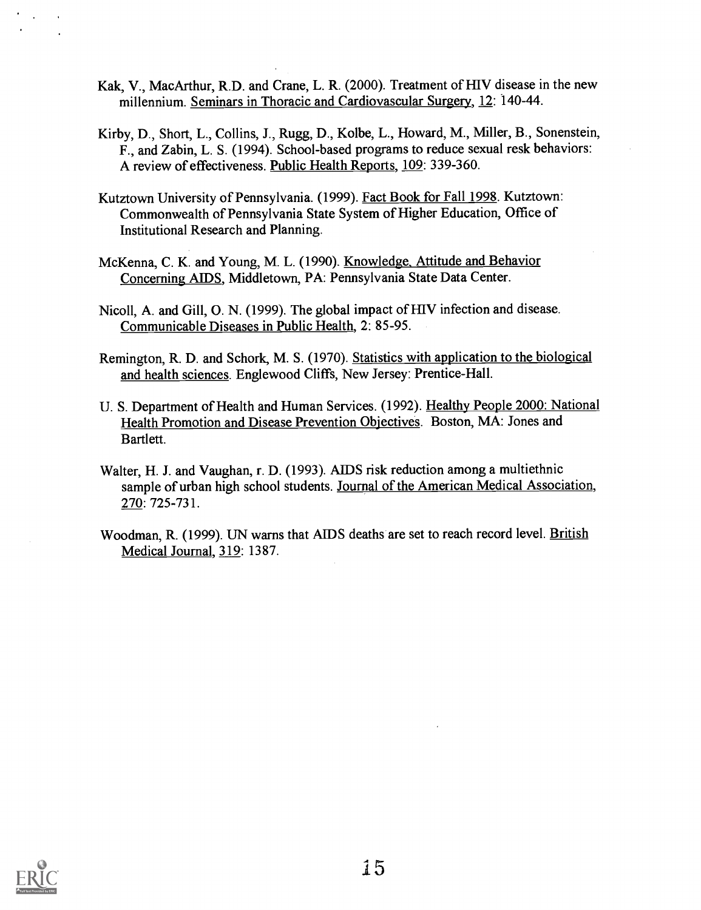Kak, V., MacArthur, R.D. and Crane, L. R. (2000). Treatment of HIV disease in the new millennium. Seminars in Thoracic and Cardiovascular Surgery, 12: 140-44.

Kirby, D., Short, L., Collins, J., Rugg, D., Kolbe, L., Howard, M., Miller, B., Sonenstein, F., and Zabin, L. S. (1994). School-based programs to reduce sexual resk behaviors: A review of effectiveness. Public Health Reports, 109: 339-360.

Kutztown University of Pennsylvania. (1999). Fact Book for Fall 1998. Kutztown: Commonwealth of Pennsylvania State System of Higher Education, Office of Institutional Research and Planning.

McKenna, C. K. and Young, M. L. (1990). Knowledge, Attitude and Behavior Concerning AIDS, Middletown, PA: Pennsylvania State Data Center.

Nicoll, A. and Gill, O. N. (1999). The global impact of HIV infection and disease. Communicable Diseases in Public Health, 2: 85-95.

Remington, R. D. and Schork, M. S. (1970). Statistics with application to the biological and health sciences. Englewood Cliffs, New Jersey: Prentice-Hall.

U. S. Department of Health and Human Services. (1992). Healthy People 2000: National Health Promotion and Disease Prevention Objectives. Boston, MA: Jones and Bartlett.

Walter, H. J. and Vaughan, r. D. (1993). AIDS risk reduction among a multiethnic sample of urban high school students. Journal of the American Medical Association, 270: 725-731.

Woodman, R. (1999). UN warns that AIDS deaths are set to reach record level. British Medical Journal, 319: 1387.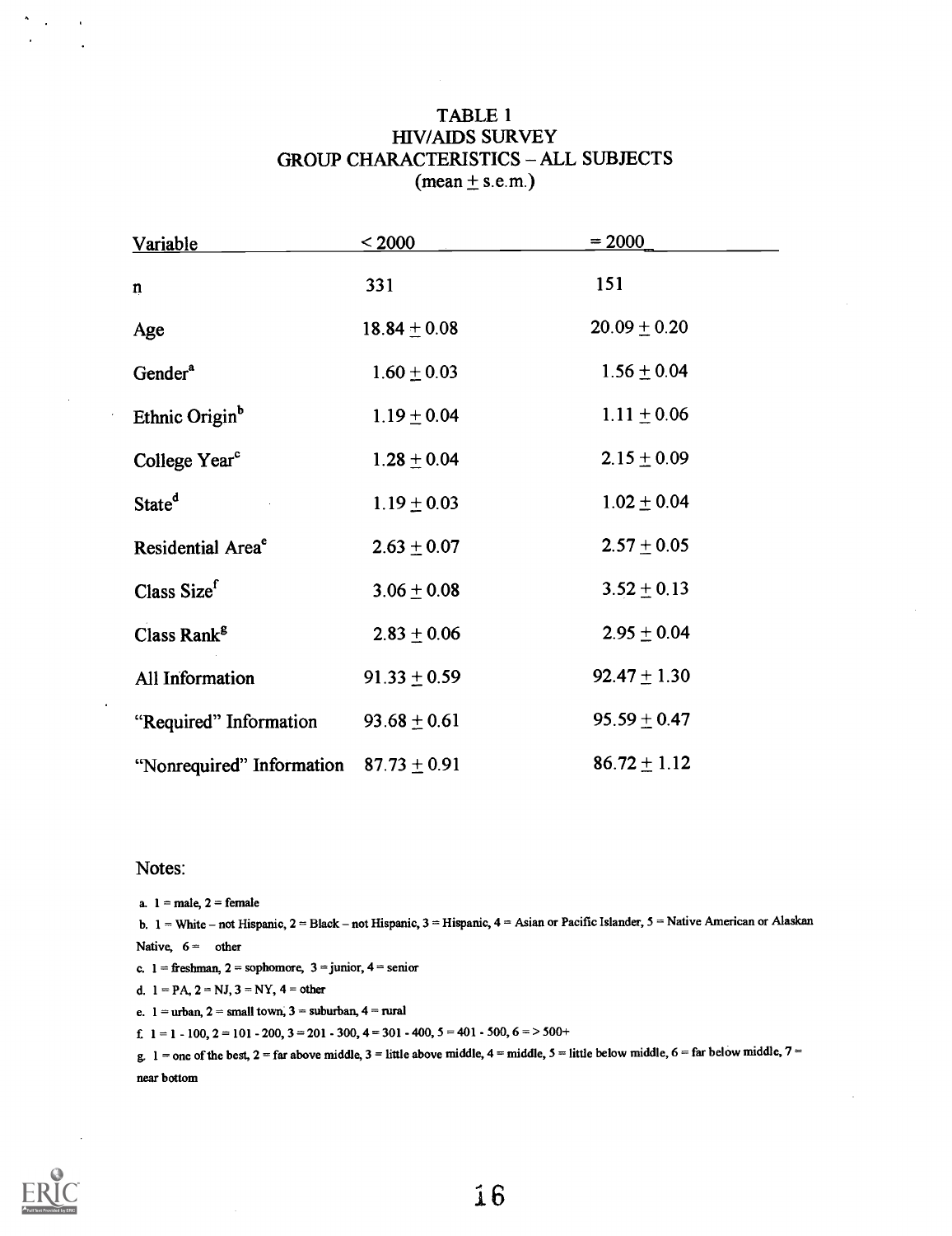# TABLE 1
## HIV/AIDS SURVEY
## GROUP CHARACTERISTICS – ALL SUBJECTS
(mean ± s.e.m.)

| Variable | < 2000 | = 2000 |
|---|---|---|
| n | 331 | 151 |
| Age | 18.84 ± 0.08 | 20.09 ± 0.20 |
| Gender[a] | 1.60 ± 0.03 | 1.56 ± 0.04 |
| Ethnic Origin[b] | 1.19 ± 0.04 | 1.11 ± 0.06 |
| College Year[c] | 1.28 ± 0.04 | 2.15 ± 0.09 |
| State[d] | 1.19 ± 0.03 | 1.02 ± 0.04 |
| Residential Area[e] | 2.63 ± 0.07 | 2.57 ± 0.05 |
| Class Size[f] | 3.06 ± 0.08 | 3.52 ± 0.13 |
| Class Rank[g] | 2.83 ± 0.06 | 2.95 ± 0.04 |
| All Information | 91.33 ± 0.59 | 92.47 ± 1.30 |
| "Required" Information | 93.68 ± 0.61 | 95.59 ± 0.47 |
| "Nonrequired" Information | 87.73 ± 0.91 | 86.72 ± 1.12 |

Notes:

a. 1 = male, 2 = female

b. 1 = White – not Hispanic, 2 = Black – not Hispanic, 3 = Hispanic, 4 = Asian or Pacific Islander, 5 = Native American or Alaskan Native, 6 = other

c. 1 = freshman, 2 = sophomore, 3 = junior, 4 = senior

d. 1 = PA, 2 = NJ, 3 = NY, 4 = other

e. 1 = urban, 2 = small town, 3 = suburban, 4 = rural

f. 1 = 1 - 100, 2 = 101 - 200, 3 = 201 - 300, 4 = 301 - 400, 5 = 401 - 500, 6 = > 500+

g. 1 = one of the best, 2 = far above middle, 3 = little above middle, 4 = middle, 5 = little below middle, 6 = far below middle, 7 = near bottom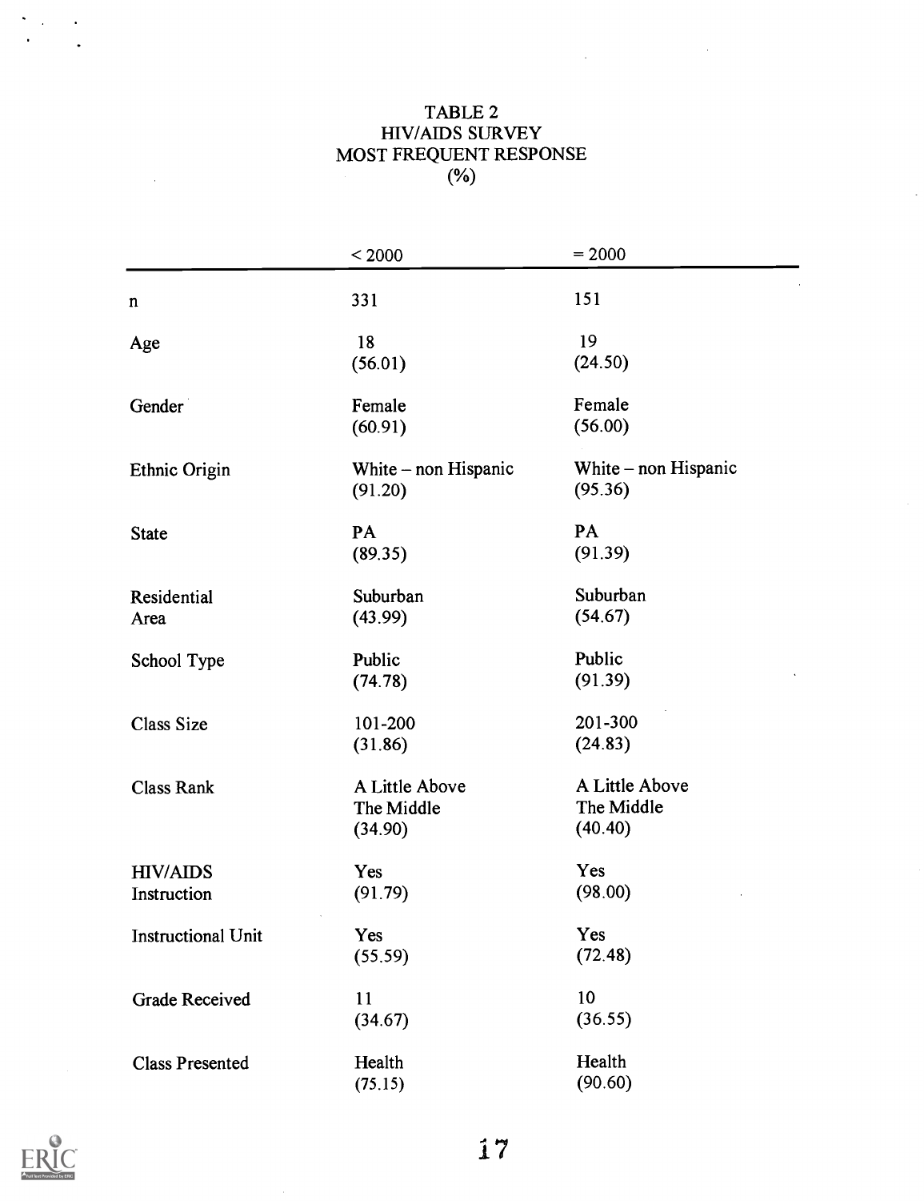# TABLE 2
## HIV/AIDS SURVEY
## MOST FREQUENT RESPONSE
## (%)

| | < 2000 | = 2000 |
|---|---|---|
| n | 331 | 151 |
| Age | 18 (56.01) | 19 (24.50) |
| Gender | Female (60.91) | Female (56.00) |
| Ethnic Origin | White – non Hispanic (91.20) | White – non Hispanic (95.36) |
| State | PA (89.35) | PA (91.39) |
| Residential Area | Suburban (43.99) | Suburban (54.67) |
| School Type | Public (74.78) | Public (91.39) |
| Class Size | 101-200 (31.86) | 201-300 (24.83) |
| Class Rank | A Little Above The Middle (34.90) | A Little Above The Middle (40.40) |
| HIV/AIDS Instruction | Yes (91.79) | Yes (98.00) |
| Instructional Unit | Yes (55.59) | Yes (72.48) |
| Grade Received | 11 (34.67) | 10 (36.55) |
| Class Presented | Health (75.15) | Health (90.60) |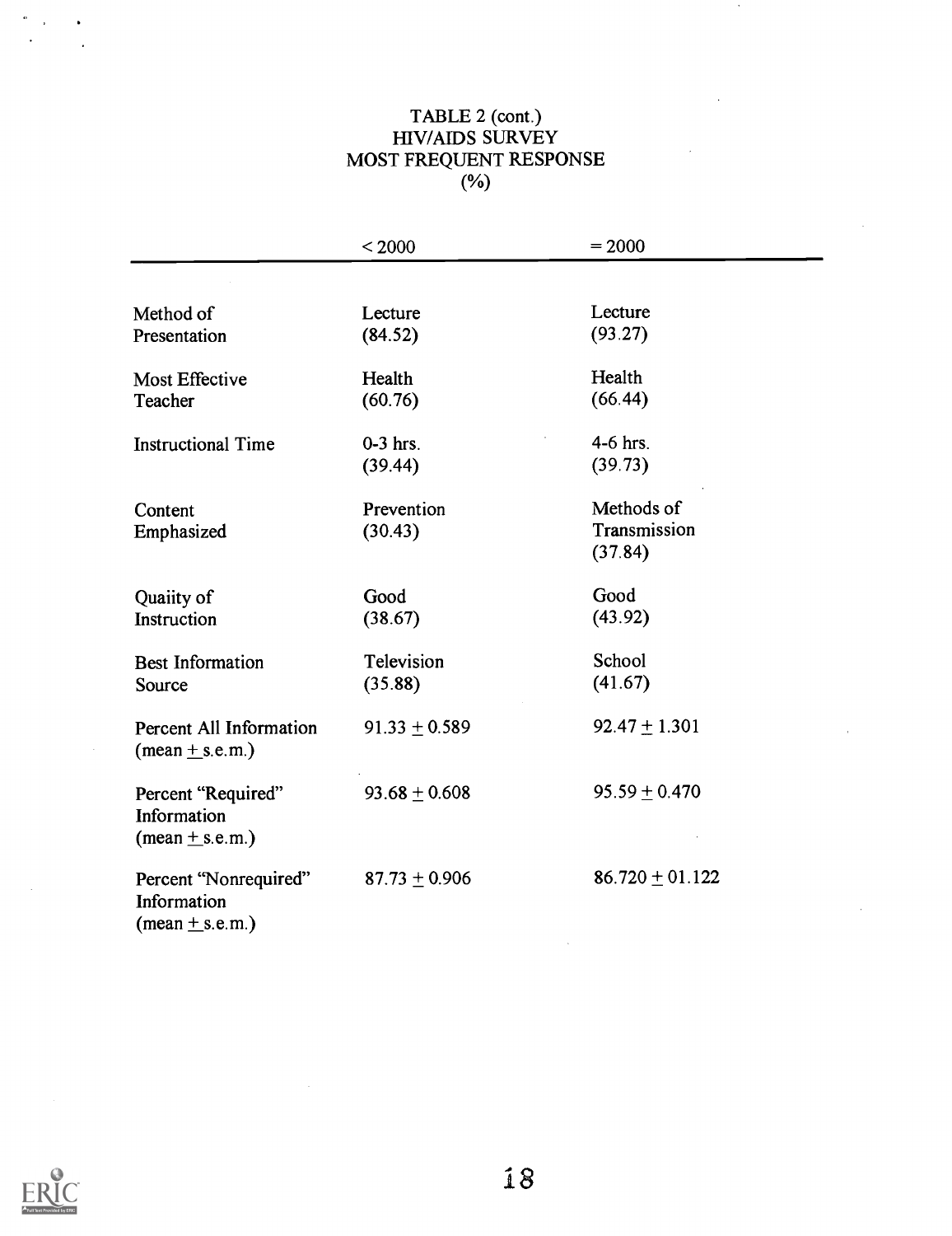TABLE 2 (cont.)
HIV/AIDS SURVEY
MOST FREQUENT RESPONSE
(%)

| | < 2000 | = 2000 |
|---|---|---|
| Method of Presentation | Lecture (84.52) | Lecture (93.27) |
| Most Effective Teacher | Health (60.76) | Health (66.44) |
| Instructional Time | 0-3 hrs. (39.44) | 4-6 hrs. (39.73) |
| Content Emphasized | Prevention (30.43) | Methods of Transmission (37.84) |
| Quaiity of Instruction | Good (38.67) | Good (43.92) |
| Best Information Source | Television (35.88) | School (41.67) |
| Percent All Information (mean ± s.e.m.) | 91.33 ± 0.589 | 92.47 ± 1.301 |
| Percent "Required" Information (mean ± s.e.m.) | 93.68 ± 0.608 | 95.59 ± 0.470 |
| Percent "Nonrequired" Information (mean ± s.e.m.) | 87.73 ± 0.906 | 86.720 ± 01.122 |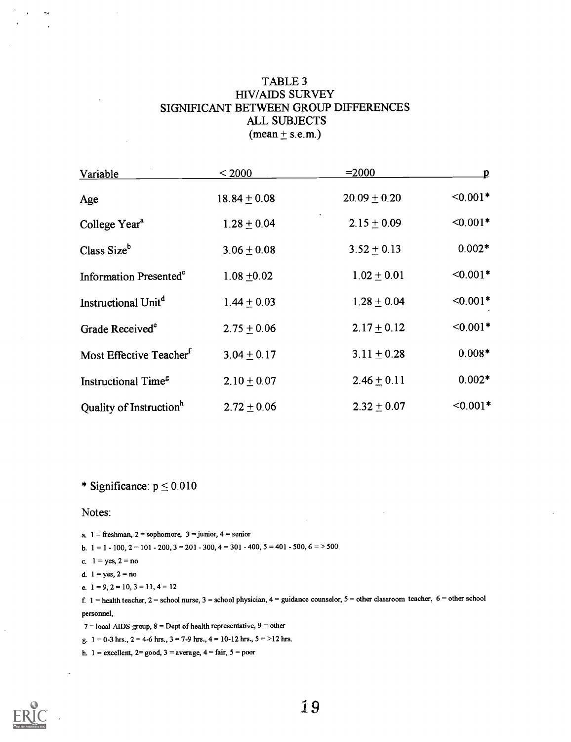# TABLE 3
# HIV/AIDS SURVEY
# SIGNIFICANT BETWEEN GROUP DIFFERENCES
# ALL SUBJECTS
(mean $\pm$ s.e.m.)

| Variable | < 2000 | =2000 | p |
|---|---|---|---|
| Age | $18.84 \pm 0.08$ | $20.09 \pm 0.20$ | <0.001* |
| College Year[a] | $1.28 \pm 0.04$ | $2.15 \pm 0.09$ | <0.001* |
| Class Size[b] | $3.06 \pm 0.08$ | $3.52 \pm 0.13$ | 0.002* |
| Information Presented[c] | $1.08 \pm 0.02$ | $1.02 \pm 0.01$ | <0.001* |
| Instructional Unit[d] | $1.44 \pm 0.03$ | $1.28 \pm 0.04$ | <0.001* |
| Grade Received[e] | $2.75 \pm 0.06$ | $2.17 \pm 0.12$ | <0.001* |
| Most Effective Teacher[f] | $3.04 \pm 0.17$ | $3.11 \pm 0.28$ | 0.008* |
| Instructional Time[g] | $2.10 \pm 0.07$ | $2.46 \pm 0.11$ | 0.002* |
| Quality of Instruction[h] | $2.72 \pm 0.06$ | $2.32 \pm 0.07$ | <0.001* |

* Significance: $p \leq 0.010$

Notes:

a. 1 = freshman, 2 = sophomore, 3 = junior, 4 = senior

b. 1 = 1 - 100, 2 = 101 - 200, 3 = 201 - 300, 4 = 301 - 400, 5 = 401 - 500, 6 = > 500

c. 1 = yes, 2 = no

d. 1 = yes, 2 = no

e. 1 = 9, 2 = 10, 3 = 11, 4 = 12

f. 1 = health teacher, 2 = school nurse, 3 = school physician, 4 = guidance counselor, 5 = other classroom teacher, 6 = other school personnel,
7 = local AIDS group, 8 = Dept of health representative, 9 = other

g. 1 = 0-3 hrs., 2 = 4-6 hrs., 3 = 7-9 hrs., 4 = 10-12 hrs., 5 = >12 hrs.

h. 1 = excellent, 2= good, 3 = average, 4 = fair, 5 = poor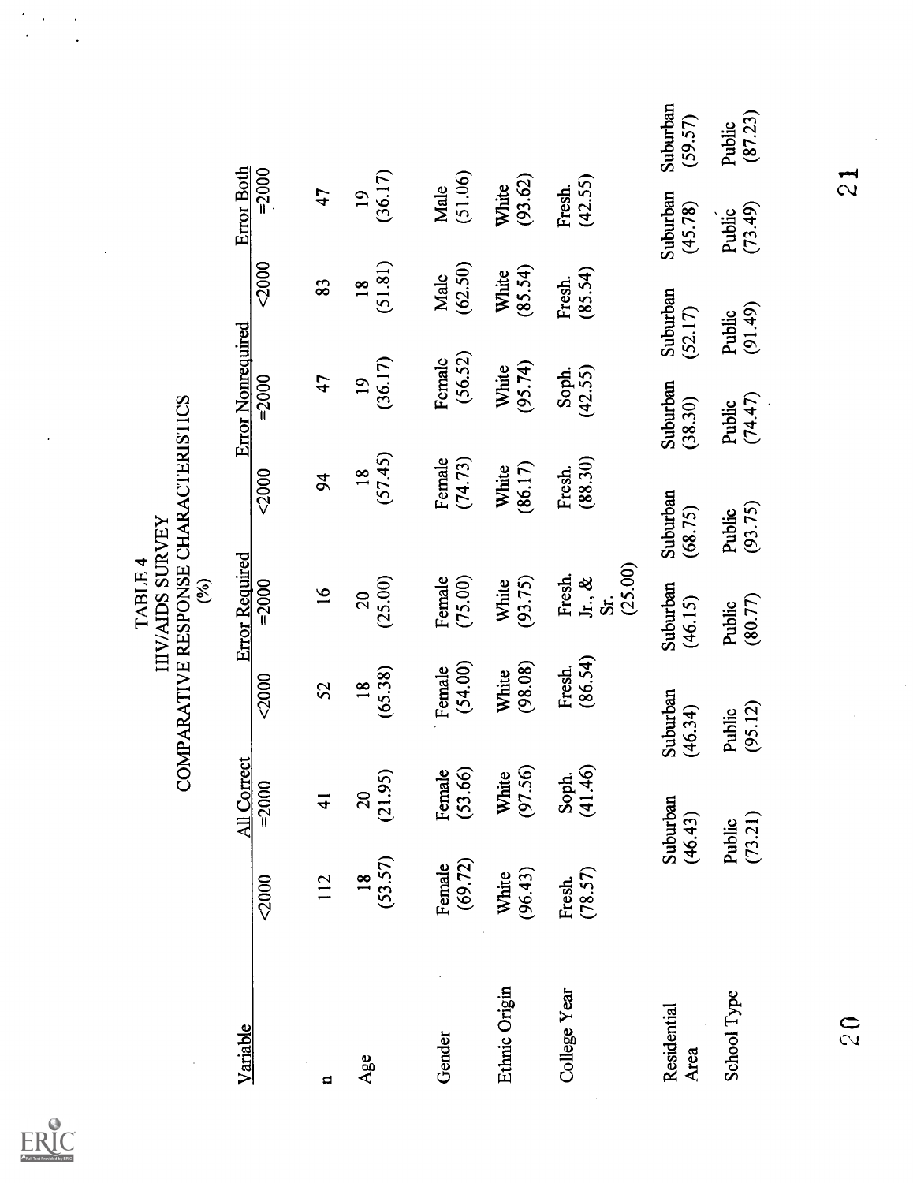TABLE 4
HIV/AIDS SURVEY
COMPARATIVE RESPONSE CHARACTERISTICS
(%)

| Variable | All Correct | | Error Required | | Error Nonrequired | | Error Both | |
|---|---|---|---|---|---|---|---|---|
| | <2000 | =2000 | <2000 | =2000 | <2000 | =2000 | <2000 | =2000 |
| n | 112 | 41 | 52 | 16 | 94 | 47 | 83 | 47 |
| Age | 18 (53.57) | 20 (21.95) | 18 (65.38) | 20 (25.00) | 18 (57.45) | 19 (36.17) | 18 (51.81) | 19 (36.17) |
| Gender | Female (69.72) | Female (53.66) | Female (54.00) | Female (75.00) | Female (74.73) | Female (56.52) | Male (62.50) | Male (51.06) |
| Ethnic Origin | White (96.43) | White (97.56) | White (98.08) | White (93.75) | White (86.17) | White (95.74) | White (85.54) | White (93.62) |
| College Year | Fresh. (78.57) | Soph. (41.46) | Fresh. (86.54) | Fresh. Jr., & Sr. (25.00) | Fresh. (88.30) | Soph. (42.55) | Fresh. (85.54) | Fresh. (42.55) |
| Residential Area | Suburban (46.43) | Suburban (46.34) | Suburban (46.15) | Suburban (68.75) | Suburban (38.30) | Suburban (52.17) | Suburban (45.78) | Suburban (59.57) |
| School Type | Public (73.21) | Public (95.12) | Public (80.77) | Public (93.75) | Public (74.47) | Public (91.49) | Public (73.49) | Public (87.23) |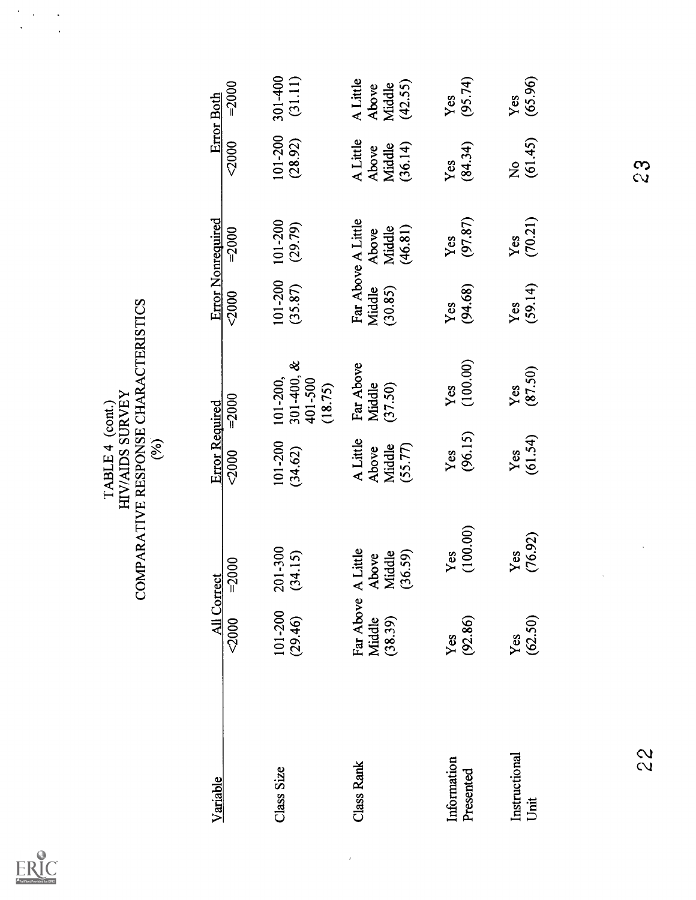# TABLE 4 (cont.)
## HIV/AIDS SURVEY
## COMPARATIVE RESPONSE CHARACTERISTICS
## (%)

| Variable | All Correct | | Error Required | | Error Nonrequired | | Error Both | |
|---|---|---|---|---|---|---|---|---|
| | <2000 | =2000 | <2000 | =2000 | <2000 | =2000 | <2000 | =2000 |
| Class Size | 101-200 (29.46) | 201-300 (34.15) | 101-200 (34.62) | 101-200, 301-400, & 401-500 (18.75) | 101-200 (35.87) | 101-200 (29.79) | 101-200 (28.92) | 301-400 (31.11) |
| Class Rank | Far Above Middle (38.39) | A Little Above Middle (36.59) | A Little Above Middle (55.77) | Far Above Middle (37.50) | Far Above Middle (30.85) | A Little Above Middle (46.81) | A Little Above Middle (36.14) | A Little Above Middle (42.55) |
| Information Presented | Yes (92.86) | Yes (100.00) | Yes (96.15) | Yes (100.00) | Yes (94.68) | Yes (97.87) | Yes (84.34) | Yes (95.74) |
| Instructional Unit | Yes (62.50) | Yes (76.92) | Yes (61.54) | Yes (87.50) | Yes (59.14) | Yes (70.21) | No (61.45) | Yes (65.96) |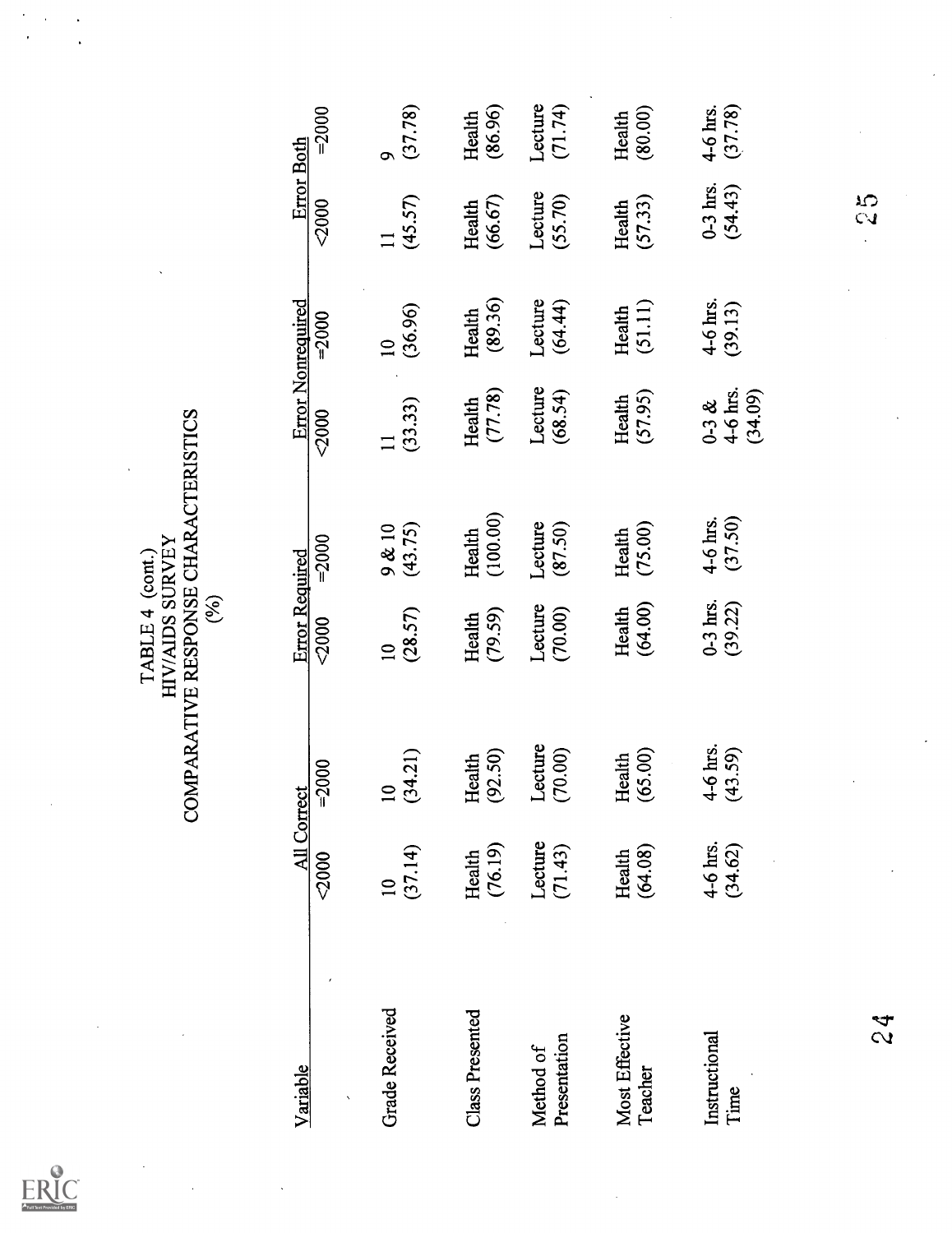TABLE 4 (cont.)
HIV/AIDS SURVEY
COMPARATIVE RESPONSE CHARACTERISTICS
(%)

| Variable | All Correct | | Error Required | | Error Nonrequired | | Error Both | |
|---|---|---|---|---|---|---|---|---|
| | <2000 | =2000 | <2000 | =2000 | <2000 | =2000 | <2000 | =2000 |
| Grade Received | 10 (37.14) | 10 (34.21) | 10 (28.57) | 9 & 10 (43.75) | 11 (33.33) | 10 (36.96) | 11 (45.57) | 9 (37.78) |
| Class Presented | Health (76.19) | Health (92.50) | Health (79.59) | Health (100.00) | Health (77.78) | Health (89.36) | Health (66.67) | Health (86.96) |
| Method of Presentation | Lecture (71.43) | Lecture (70.00) | Lecture (70.00) | Lecture (87.50) | Lecture (68.54) | Lecture (64.44) | Lecture (55.70) | Lecture (71.74) |
| Most Effective Teacher | Health (64.08) | Health (65.00) | Health (64.00) | Health (75.00) | Health (57.95) | Health (51.11) | Health (57.33) | Health (80.00) |
| Instructional Time | 4-6 hrs. (34.62) | 4-6 hrs. (43.59) | 0-3 hrs. (39.22) | 4-6 hrs. (37.50) | 0-3 & 4-6 hrs. (34.09) | 4-6 hrs. (39.13) | 0-3 hrs. (54.43) | 4-6 hrs. (37.78) |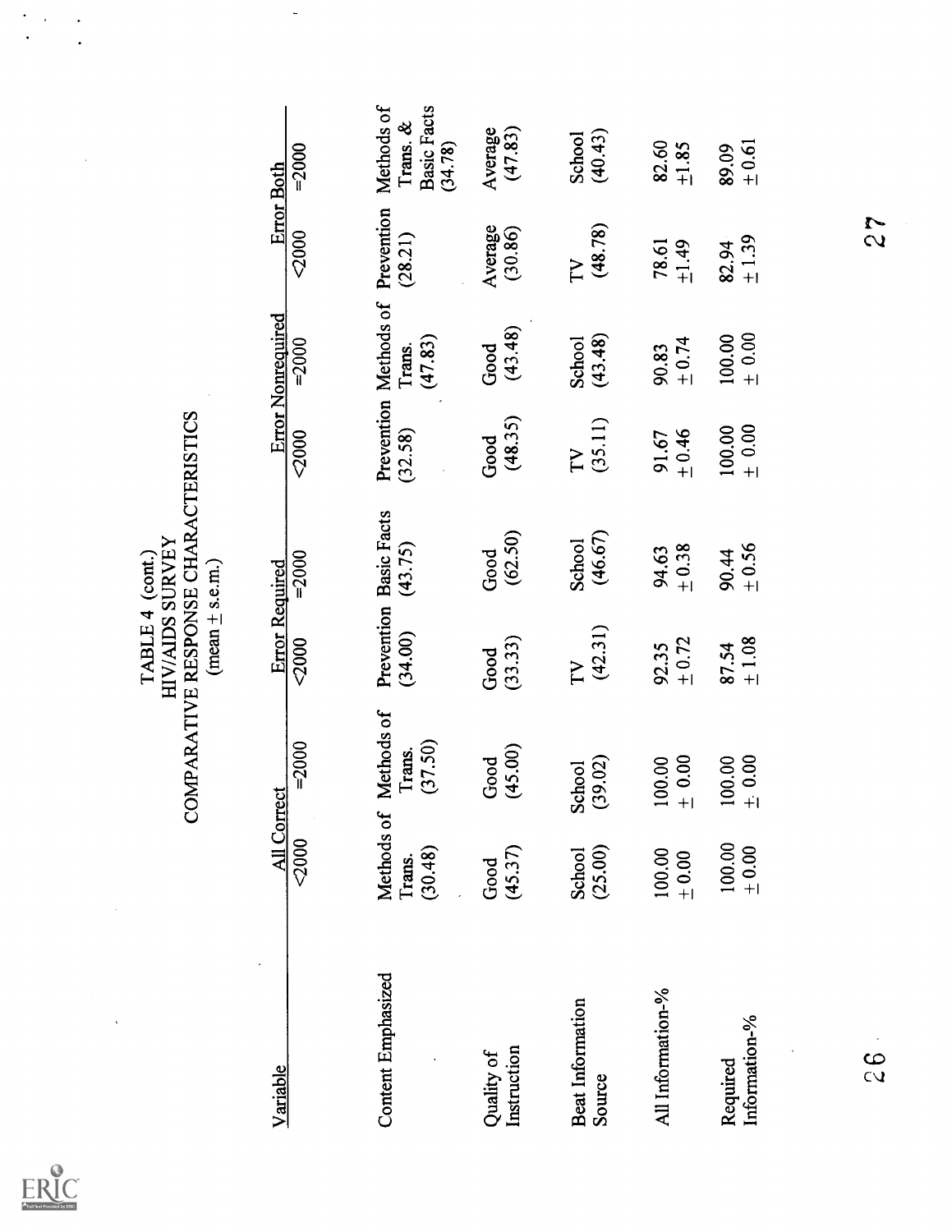TABLE 4 (cont.)
HIV/AIDS SURVEY
COMPARATIVE RESPONSE CHARACTERISTICS
(mean ± s.e.m.)

| Variable | All Correct | | Error Required | | Error Nonrequired | | Error Both | |
|---|---|---|---|---|---|---|---|---|
| | <2000 | =2000 | <2000 | =2000 | <2000 | =2000 | <2000 | =2000 |
| Content Emphasized | Methods of Trans. (30.48) | Methods of Trans. (37.50) | Prevention (34.00) | Basic Facts (43.75) | Prevention (32.58) | Methods of Trans. (47.83) | Prevention (28.21) | Methods of Trans. & Basic Facts (34.78) |
| Quality of Instruction | Good (45.37) | Good (45.00) | Good (33.33) | Good (62.50) | Good (48.35) | Good (43.48) | Average (30.86) | Average (47.83) |
| Beat Information Source | School (25.00) | School (39.02) | TV (42.31) | School (46.67) | TV (35.11) | School (43.48) | TV (48.78) | School (40.43) |
| All Information-% | 100.00 ± 0.00 | 100.00 ± 0.00 | 92.35 ± 0.72 | 94.63 ± 0.38 | 91.67 ± 0.46 | 90.83 ± 0.74 | 78.61 ± 1.49 | 82.60 ± 1.85 |
| Required Information-% | 100.00 ± 0.00 | 100.00 ± 0.00 | 87.54 ± 1.08 | 90.44 ± 0.56 | 100.00 ± 0.00 | 100.00 ± 0.00 | 82.94 ± 1.39 | 89.09 ± 0.61 |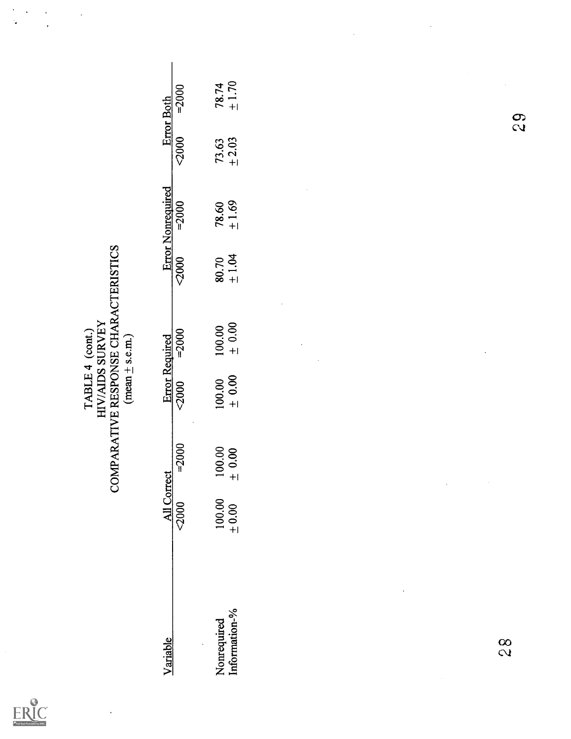TABLE 4 (cont.)
HIV/AIDS SURVEY
COMPARATIVE RESPONSE CHARACTERISTICS
(mean ± s.e.m.)

| Variable | All Correct | | Error Required | | Error Nonrequired | | Error Both | |
|---|---|---|---|---|---|---|---|---|
| | <2000 | =2000 | <2000 | =2000 | <2000 | =2000 | <2000 | =2000 |
| Nonrequired Information-% | 100.00 ±0.00 | 100.00 ± 0.00 | 100.00 ± 0.00 | 100.00 ± 0.00 | 80.70 ±1.04 | 78.60 ±1.69 | 73.63 ±2.03 | 78.74 ±1.70 |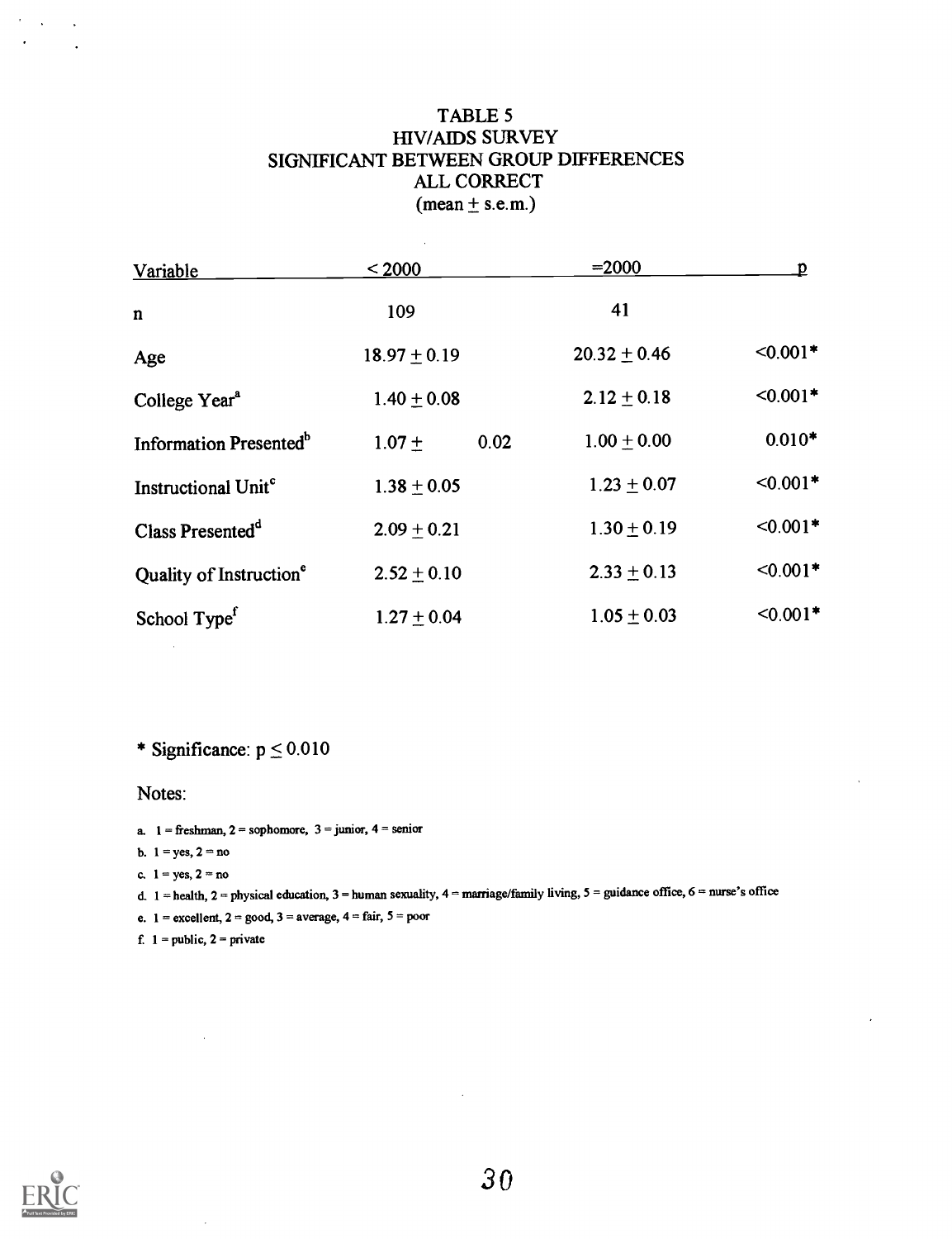# TABLE 5
## HIV/AIDS SURVEY
## SIGNIFICANT BETWEEN GROUP DIFFERENCES
## ALL CORRECT
## (mean $\pm$ s.e.m.)

| Variable | < 2000 | =2000 | p |
|---|---|---|---|
| n | 109 | 41 | |
| Age | $18.97 \pm 0.19$ | $20.32 \pm 0.46$ | <0.001* |
| College Year[a] | $1.40 \pm 0.08$ | $2.12 \pm 0.18$ | <0.001* |
| Information Presented[b] | $1.07 \pm 0.02$ | $1.00 \pm 0.00$ | 0.010* |
| Instructional Unit[c] | $1.38 \pm 0.05$ | $1.23 \pm 0.07$ | <0.001* |
| Class Presented[d] | $2.09 \pm 0.21$ | $1.30 \pm 0.19$ | <0.001* |
| Quality of Instruction[e] | $2.52 \pm 0.10$ | $2.33 \pm 0.13$ | <0.001* |
| School Type[f] | $1.27 \pm 0.04$ | $1.05 \pm 0.03$ | <0.001* |

* Significance: $p \leq 0.010$

Notes:

a. 1 = freshman, 2 = sophomore, 3 = junior, 4 = senior

b. 1 = yes, 2 = no

c. 1 = yes, 2 = no

d. 1 = health, 2 = physical education, 3 = human sexuality, 4 = marriage/family living, 5 = guidance office, 6 = nurse's office

e. 1 = excellent, 2 = good, 3 = average, 4 = fair, 5 = poor

f. 1 = public, 2 = private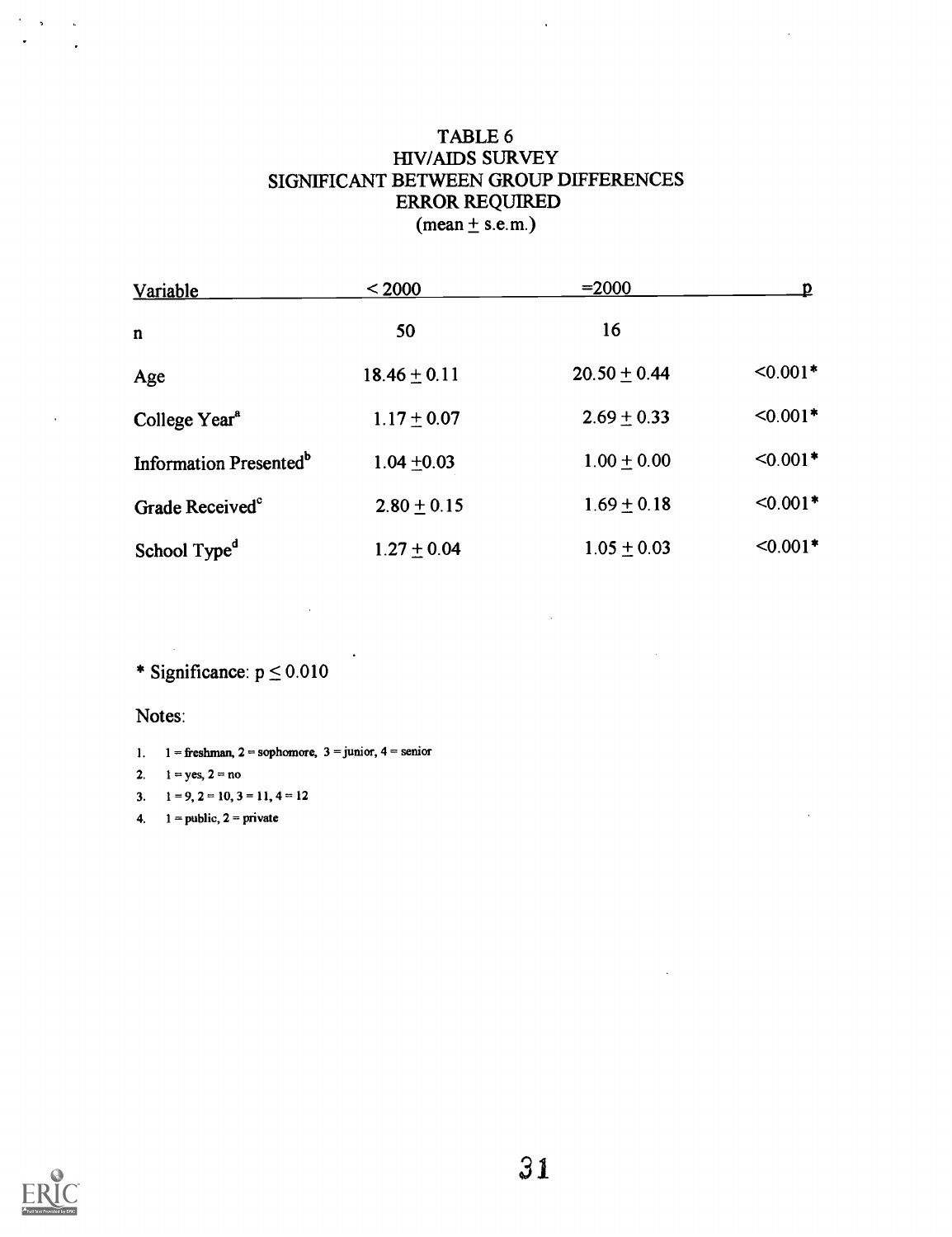# TABLE 6
## HIV/AIDS SURVEY
## SIGNIFICANT BETWEEN GROUP DIFFERENCES
## ERROR REQUIRED
(mean ± s.e.m.)

| Variable | < 2000 | =2000 | p |
|---|---|---|---|
| n | 50 | 16 | |
| Age | 18.46 ± 0.11 | 20.50 ± 0.44 | <0.001* |
| College Year[a] | 1.17 ± 0.07 | 2.69 ± 0.33 | <0.001* |
| Information Presented[b] | 1.04 ±0.03 | 1.00 ± 0.00 | <0.001* |
| Grade Received[c] | 2.80 ± 0.15 | 1.69 ± 0.18 | <0.001* |
| School Type[d] | 1.27 ± 0.04 | 1.05 ± 0.03 | <0.001* |

* Significance: $p \leq 0.010$

Notes:

1. 1 = freshman, 2 = sophomore, 3 = junior, 4 = senior
2. 1 = yes, 2 = no
3. 1 = 9, 2 = 10, 3 = 11, 4 = 12
4. 1 = public, 2 = private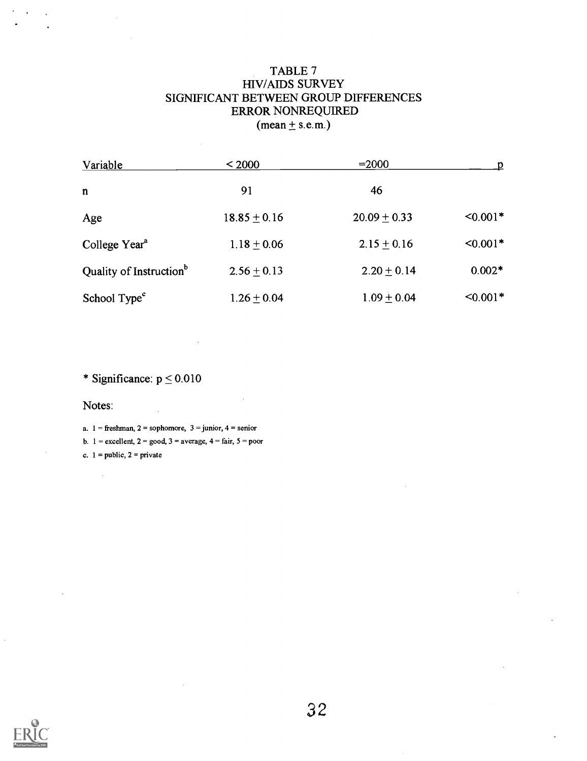# TABLE 7
## HIV/AIDS SURVEY
## SIGNIFICANT BETWEEN GROUP DIFFERENCES
## ERROR NONREQUIRED
(mean $\pm$ s.e.m.)

| Variable | < 2000 | =2000 | p |
|---|---|---|---|
| n | 91 | 46 | |
| Age | $18.85 \pm 0.16$ | $20.09 \pm 0.33$ | <0.001* |
| College Year[a] | $1.18 \pm 0.06$ | $2.15 \pm 0.16$ | <0.001* |
| Quality of Instruction[b] | $2.56 \pm 0.13$ | $2.20 \pm 0.14$ | 0.002* |
| School Type[c] | $1.26 \pm 0.04$ | $1.09 \pm 0.04$ | <0.001* |

* Significance: $p \leq 0.010$

Notes:

a. 1 = freshman, 2 = sophomore, 3 = junior, 4 = senior

b. 1 = excellent, 2 = good, 3 = average, 4 = fair, 5 = poor

c. 1 = public, 2 = private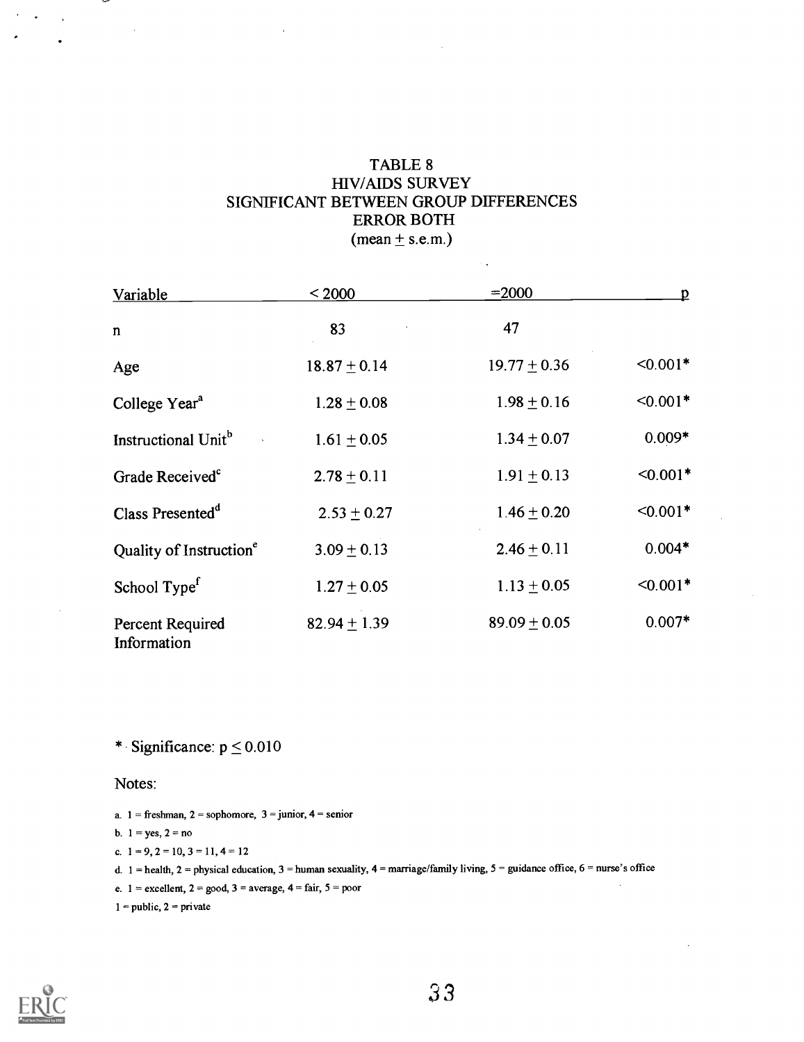# TABLE 8
## HIV/AIDS SURVEY
## SIGNIFICANT BETWEEN GROUP DIFFERENCES
## ERROR BOTH
(mean $\pm$ s.e.m.)

| Variable | < 2000 | =2000 | p |
|---|---|---|---|
| n | 83 | 47 | |
| Age | $18.87 \pm 0.14$ | $19.77 \pm 0.36$ | <0.001* |
| College Year[a] | $1.28 \pm 0.08$ | $1.98 \pm 0.16$ | <0.001* |
| Instructional Unit[b] | $1.61 \pm 0.05$ | $1.34 \pm 0.07$ | 0.009* |
| Grade Received[c] | $2.78 \pm 0.11$ | $1.91 \pm 0.13$ | <0.001* |
| Class Presented[d] | $2.53 \pm 0.27$ | $1.46 \pm 0.20$ | <0.001* |
| Quality of Instruction[e] | $3.09 \pm 0.13$ | $2.46 \pm 0.11$ | 0.004* |
| School Type[f] | $1.27 \pm 0.05$ | $1.13 \pm 0.05$ | <0.001* |
| Percent Required Information | $82.94 \pm 1.39$ | $89.09 \pm 0.05$ | 0.007* |

* Significance: $p \leq 0.010$

Notes:

a. 1 = freshman, 2 = sophomore, 3 = junior, 4 = senior

b. 1 = yes, 2 = no

c. 1 = 9, 2 = 10, 3 = 11, 4 = 12

d. 1 = health, 2 = physical education, 3 = human sexuality, 4 = marriage/family living, 5 = guidance office, 6 = nurse's office

e. 1 = excellent, 2 = good, 3 = average, 4 = fair, 5 = poor

1 = public, 2 = private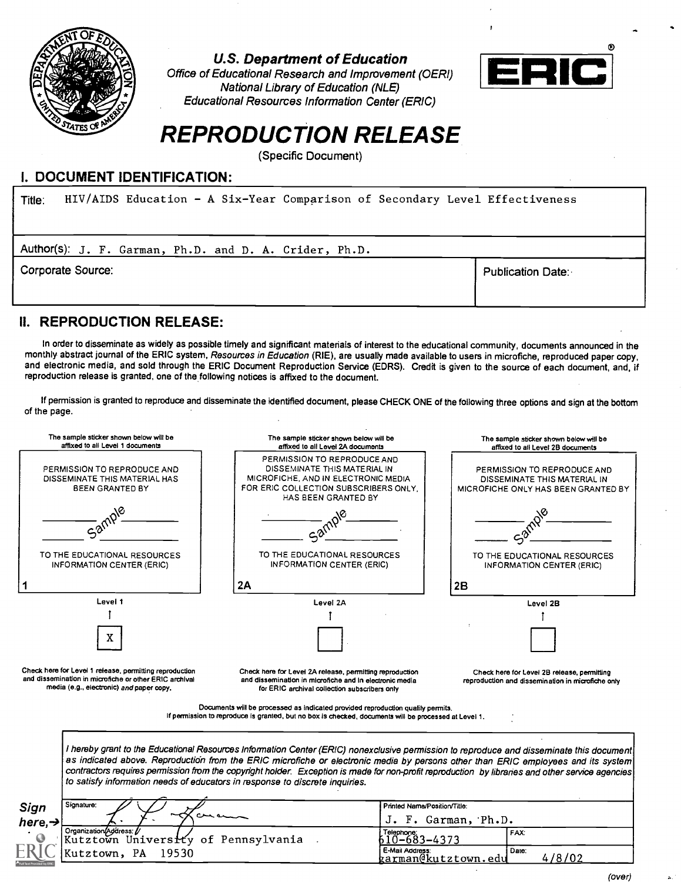U.S. Department of Education
*Office of Educational Research and Improvement (OERI)*
*National Library of Education (NLE)*
*Educational Resources Information Center (ERIC)*

ERIC®

# REPRODUCTION RELEASE

(Specific Document)

## I. DOCUMENT IDENTIFICATION:

Title: HIV/AIDS Education - A Six-Year Comparison of Secondary Level Effectiveness

Author(s): J. F. Garman, Ph.D. and D. A. Crider, Ph.D.

| Corporate Source: | Publication Date: |
|---|---|
| | |

## II. REPRODUCTION RELEASE:

In order to disseminate as widely as possible timely and significant materials of interest to the educational community, documents announced in the monthly abstract journal of the ERIC system, *Resources in Education* (RIE), are usually made available to users in microfiche, reproduced paper copy, and electronic media, and sold through the ERIC Document Reproduction Service (EDRS). Credit is given to the source of each document, and, if reproduction release is granted, one of the following notices is affixed to the document.

If permission is granted to reproduce and disseminate the identified document, please CHECK ONE of the following three options and sign at the bottom of the page.

| The sample sticker shown below will be affixed to all Level 1 documents | The sample sticker shown below will be affixed to all Level 2A documents | The sample sticker shown below will be affixed to all Level 2B documents |
|---|---|---|
| PERMISSION TO REPRODUCE AND DISSEMINATE THIS MATERIAL HAS BEEN GRANTED BY Sample TO THE EDUCATIONAL RESOURCES INFORMATION CENTER (ERIC) | PERMISSION TO REPRODUCE AND DISSEMINATE THIS MATERIAL IN MICROFICHE, AND IN ELECTRONIC MEDIA FOR ERIC COLLECTION SUBSCRIBERS ONLY, HAS BEEN GRANTED BY Sample TO THE EDUCATIONAL RESOURCES INFORMATION CENTER (ERIC) | PERMISSION TO REPRODUCE AND DISSEMINATE THIS MATERIAL IN MICROFICHE ONLY HAS BEEN GRANTED BY Sample TO THE EDUCATIONAL RESOURCES INFORMATION CENTER (ERIC) |
| 1 | 2A | 2B |
| Level 1 | Level 2A | Level 2B |
| [X] | [ ] | [ ] |
| Check here for Level 1 release, permitting reproduction and dissemination in microfiche or other ERIC archival media (e.g., electronic) *and* paper copy. | Check here for Level 2A release, permitting reproduction and dissemination in microfiche and in electronic media for ERIC archival collection subscribers only | Check here for Level 2B release, permitting reproduction and dissemination in microfiche only |

Documents will be processed as indicated provided reproduction quality permits.
If permission to reproduce is granted, but no box is checked, documents will be processed at Level 1.

*I hereby grant to the Educational Resources Information Center (ERIC) nonexclusive permission to reproduce and disseminate this document as indicated above. Reproduction from the ERIC microfiche or electronic media by persons other than ERIC employees and its system contractors requires permission from the copyright holder. Exception is made for non-profit reproduction by libraries and other service agencies to satisfy information needs of educators in response to discrete inquiries.*

**Sign here,→**

| Signature: | Printed Name/Position/Title: J. F. Garman, Ph.D. | |
|---|---|---|
| Organization/Address: Kutztown University of Pennsylvania Kutztown, PA 19530 | Telephone: 610-683-4373 | FAX: |
| | E-Mail Address: garman@kutztown.edu | Date: 4/8/02 |

(over)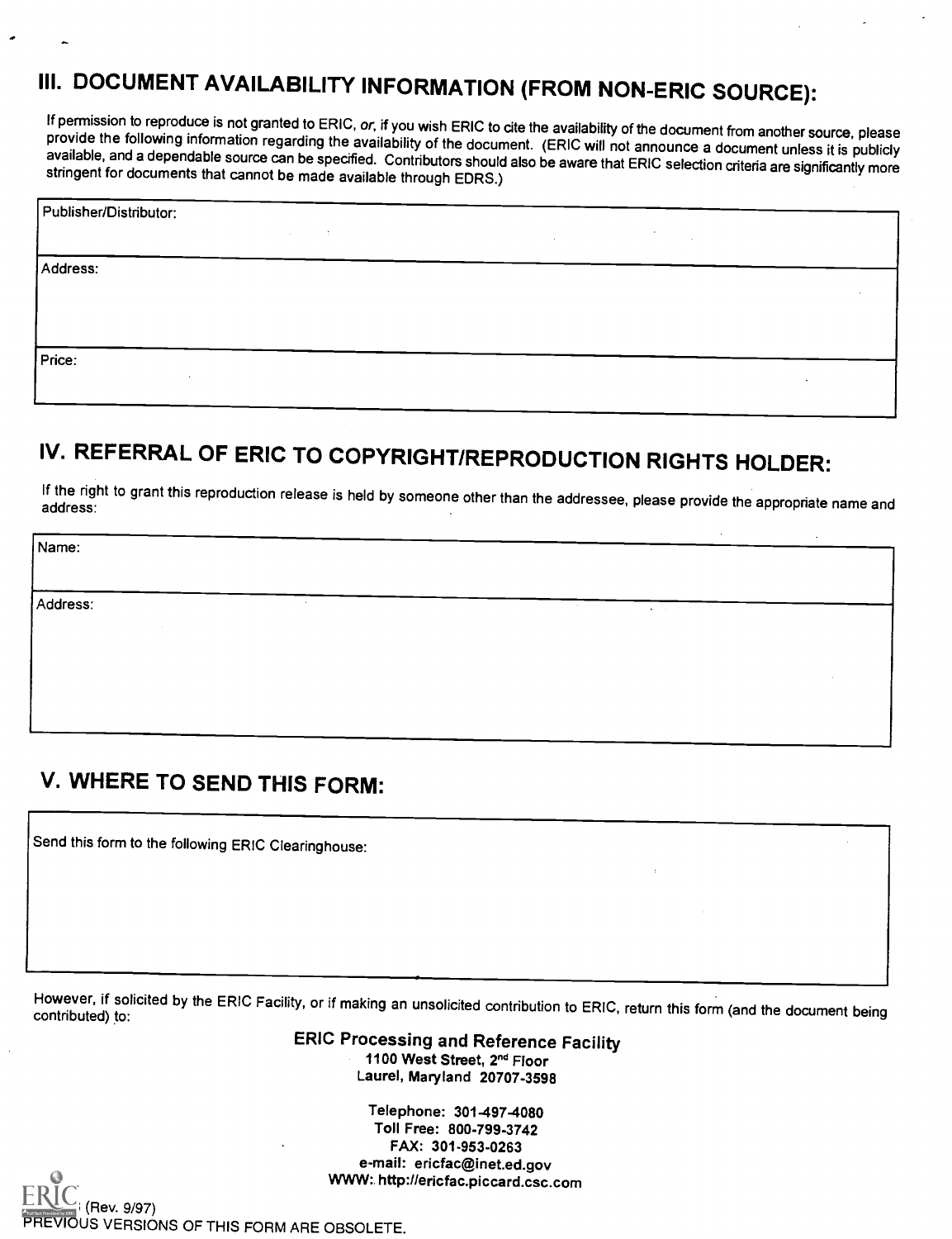## III. DOCUMENT AVAILABILITY INFORMATION (FROM NON-ERIC SOURCE):

If permission to reproduce is not granted to ERIC, *or*, if you wish ERIC to cite the availability of the document from another source, please provide the following information regarding the availability of the document. (ERIC will not announce a document unless it is publicly available, and a dependable source can be specified. Contributors should also be aware that ERIC selection criteria are significantly more stringent for documents that cannot be made available through EDRS.)

| Publisher/Distributor: |
|---|
| Address: |
| Price: |

## IV. REFERRAL OF ERIC TO COPYRIGHT/REPRODUCTION RIGHTS HOLDER:

If the right to grant this reproduction release is held by someone other than the addressee, please provide the appropriate name and address:

| Name: |
|---|
| Address: |

## V. WHERE TO SEND THIS FORM:

| Send this form to the following ERIC Clearinghouse: |
|---|

However, if solicited by the ERIC Facility, or if making an unsolicited contribution to ERIC, return this form (and the document being contributed) to:

**ERIC Processing and Reference Facility**
**1100 West Street, 2nd Floor**
**Laurel, Maryland 20707-3598**

**Telephone: 301-497-4080**
**Toll Free: 800-799-3742**
**FAX: 301-953-0263**
**e-mail: ericfac@inet.ed.gov**
**WWW: http://ericfac.piccard.csc.com**

(Rev. 9/97)
PREVIOUS VERSIONS OF THIS FORM ARE OBSOLETE.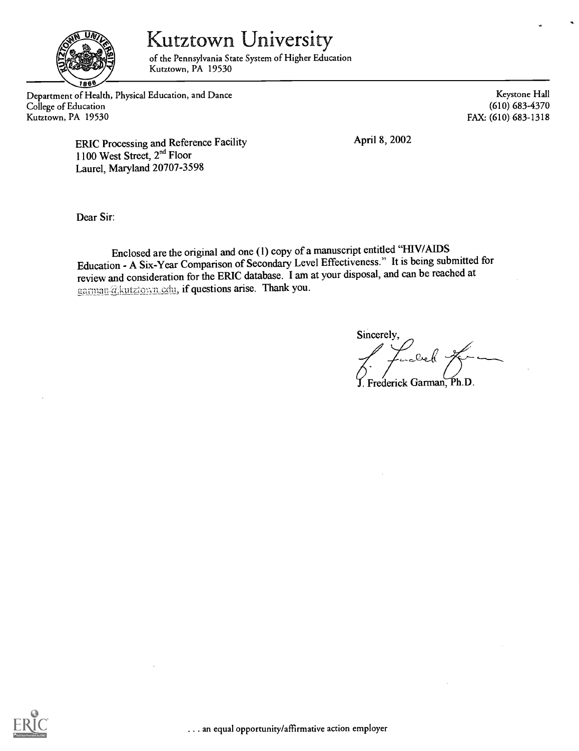# Kutztown University

of the Pennsylvania State System of Higher Education
Kutztown, PA 19530

Department of Health, Physical Education, and Dance
College of Education
Kutztown, PA 19530

Keystone Hall
(610) 683-4370
FAX: (610) 683-1318

ERIC Processing and Reference Facility
1100 West Street, 2[nd] Floor
Laurel, Maryland 20707-3598

April 8, 2002

Dear Sir:

Enclosed are the original and one (1) copy of a manuscript entitled "HIV/AIDS Education - A Six-Year Comparison of Secondary Level Effectiveness." It is being submitted for review and consideration for the ERIC database. I am at your disposal, and can be reached at garman@kutztown.edu, if questions arise. Thank you.

Sincerely,

J. Frederick Garman, Ph.D.

. . . an equal opportunity/affirmative action employer